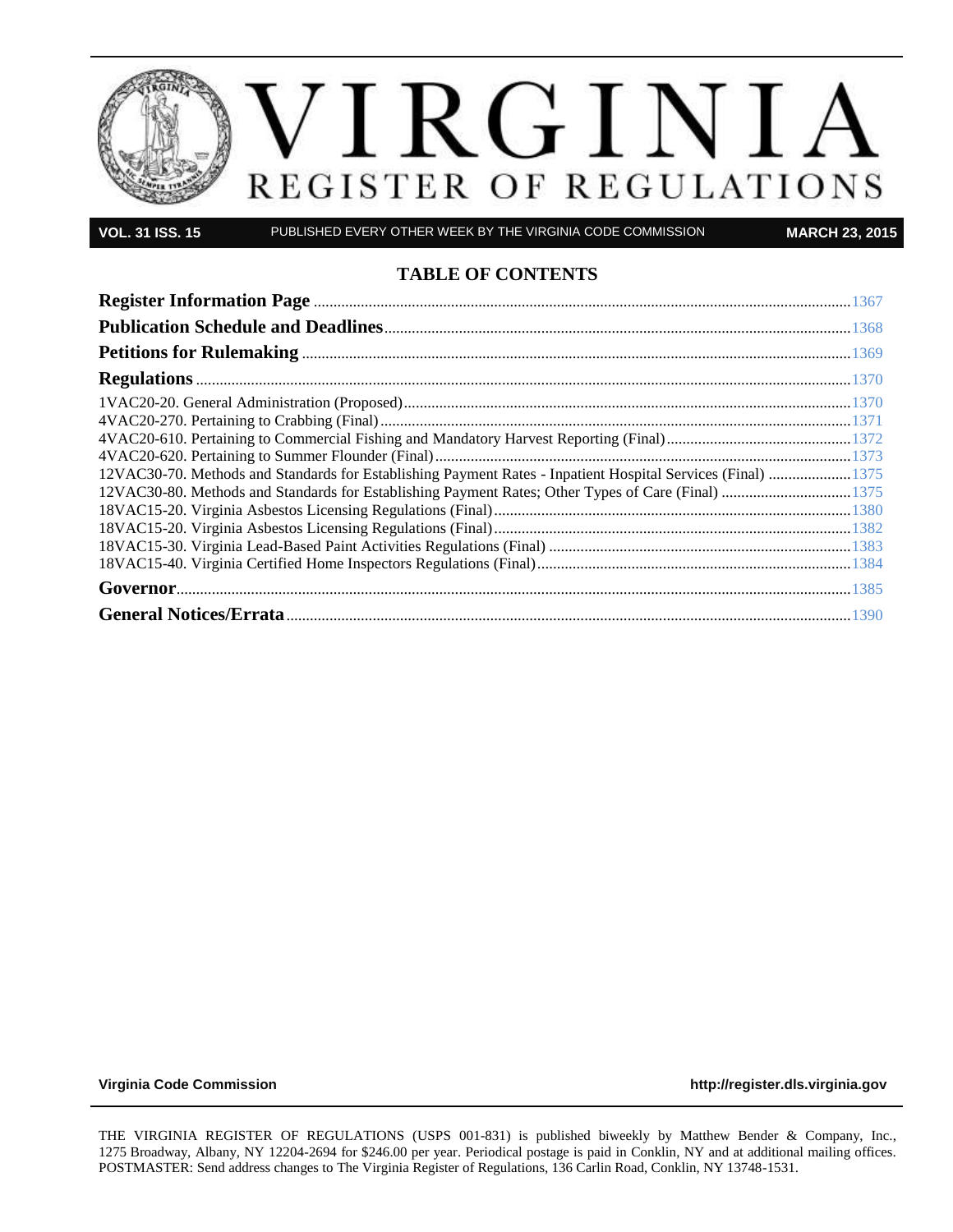# VIRGINIA

## REGISTER OF REGULATIONS

**VOL. 31 ISS. 15** PUBLISHED EVERY OTHER WEEK BY THE VIRGINIA CODE COMMISSION **MARCH 23, 2015**

## TABLE OF CONTENTS

**Register Information Page** .......... 1367

**Publication Schedule and Deadlines** .......... 1368

**Petitions for Rulemaking** .......... 1369

**Regulations** .......... 1370

1VAC20-20. General Administration (Proposed) .......... 1370
4VAC20-270. Pertaining to Crabbing (Final) .......... 1371
4VAC20-610. Pertaining to Commercial Fishing and Mandatory Harvest Reporting (Final) .......... 1372
4VAC20-620. Pertaining to Summer Flounder (Final) .......... 1373
12VAC30-70. Methods and Standards for Establishing Payment Rates - Inpatient Hospital Services (Final) .......... 1375
12VAC30-80. Methods and Standards for Establishing Payment Rates; Other Types of Care (Final) .......... 1375
18VAC15-20. Virginia Asbestos Licensing Regulations (Final) .......... 1380
18VAC15-20. Virginia Asbestos Licensing Regulations (Final) .......... 1382
18VAC15-30. Virginia Lead-Based Paint Activities Regulations (Final) .......... 1383
18VAC15-40. Virginia Certified Home Inspectors Regulations (Final) .......... 1384

**Governor** .......... 1385

**General Notices/Errata** .......... 1390

**Virginia Code Commission** **http://register.dls.virginia.gov**

THE VIRGINIA REGISTER OF REGULATIONS (USPS 001-831) is published biweekly by Matthew Bender & Company, Inc., 1275 Broadway, Albany, NY 12204-2694 for $246.00 per year. Periodical postage is paid in Conklin, NY and at additional mailing offices. POSTMASTER: Send address changes to The Virginia Register of Regulations, 136 Carlin Road, Conklin, NY 13748-1531.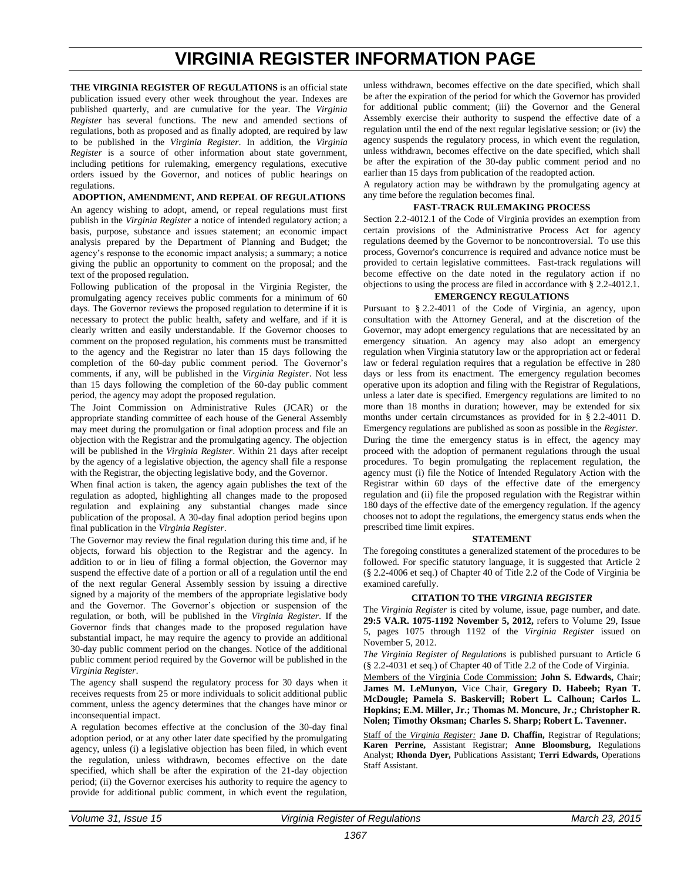# VIRGINIA REGISTER INFORMATION PAGE

**THE VIRGINIA REGISTER OF REGULATIONS** is an official state publication issued every other week throughout the year. Indexes are published quarterly, and are cumulative for the year. The *Virginia Register* has several functions. The new and amended sections of regulations, both as proposed and as finally adopted, are required by law to be published in the *Virginia Register*. In addition, the *Virginia Register* is a source of other information about state government, including petitions for rulemaking, emergency regulations, executive orders issued by the Governor, and notices of public hearings on regulations.

## ADOPTION, AMENDMENT, AND REPEAL OF REGULATIONS

An agency wishing to adopt, amend, or repeal regulations must first publish in the *Virginia Register* a notice of intended regulatory action; a basis, purpose, substance and issues statement; an economic impact analysis prepared by the Department of Planning and Budget; the agency's response to the economic impact analysis; a summary; a notice giving the public an opportunity to comment on the proposal; and the text of the proposed regulation.

Following publication of the proposal in the Virginia Register, the promulgating agency receives public comments for a minimum of 60 days. The Governor reviews the proposed regulation to determine if it is necessary to protect the public health, safety and welfare, and if it is clearly written and easily understandable. If the Governor chooses to comment on the proposed regulation, his comments must be transmitted to the agency and the Registrar no later than 15 days following the completion of the 60-day public comment period. The Governor's comments, if any, will be published in the *Virginia Register*. Not less than 15 days following the completion of the 60-day public comment period, the agency may adopt the proposed regulation.

The Joint Commission on Administrative Rules (JCAR) or the appropriate standing committee of each house of the General Assembly may meet during the promulgation or final adoption process and file an objection with the Registrar and the promulgating agency. The objection will be published in the *Virginia Register*. Within 21 days after receipt by the agency of a legislative objection, the agency shall file a response with the Registrar, the objecting legislative body, and the Governor.

When final action is taken, the agency again publishes the text of the regulation as adopted, highlighting all changes made to the proposed regulation and explaining any substantial changes made since publication of the proposal. A 30-day final adoption period begins upon final publication in the *Virginia Register*.

The Governor may review the final regulation during this time and, if he objects, forward his objection to the Registrar and the agency. In addition to or in lieu of filing a formal objection, the Governor may suspend the effective date of a portion or all of a regulation until the end of the next regular General Assembly session by issuing a directive signed by a majority of the members of the appropriate legislative body and the Governor. The Governor's objection or suspension of the regulation, or both, will be published in the *Virginia Register*. If the Governor finds that changes made to the proposed regulation have substantial impact, he may require the agency to provide an additional 30-day public comment period on the changes. Notice of the additional public comment period required by the Governor will be published in the *Virginia Register*.

The agency shall suspend the regulatory process for 30 days when it receives requests from 25 or more individuals to solicit additional public comment, unless the agency determines that the changes have minor or inconsequential impact.

A regulation becomes effective at the conclusion of the 30-day final adoption period, or at any other later date specified by the promulgating agency, unless (i) a legislative objection has been filed, in which event the regulation, unless withdrawn, becomes effective on the date specified, which shall be after the expiration of the 21-day objection period; (ii) the Governor exercises his authority to require the agency to provide for additional public comment, in which event the regulation, unless withdrawn, becomes effective on the date specified, which shall be after the expiration of the period for which the Governor has provided for additional public comment; (iii) the Governor and the General Assembly exercise their authority to suspend the effective date of a regulation until the end of the next regular legislative session; or (iv) the agency suspends the regulatory process, in which event the regulation, unless withdrawn, becomes effective on the date specified, which shall be after the expiration of the 30-day public comment period and no earlier than 15 days from publication of the readopted action.

A regulatory action may be withdrawn by the promulgating agency at any time before the regulation becomes final.

## FAST-TRACK RULEMAKING PROCESS

Section 2.2-4012.1 of the Code of Virginia provides an exemption from certain provisions of the Administrative Process Act for agency regulations deemed by the Governor to be noncontroversial. To use this process, Governor's concurrence is required and advance notice must be provided to certain legislative committees. Fast-track regulations will become effective on the date noted in the regulatory action if no objections to using the process are filed in accordance with § 2.2-4012.1.

## EMERGENCY REGULATIONS

Pursuant to § 2.2-4011 of the Code of Virginia, an agency, upon consultation with the Attorney General, and at the discretion of the Governor, may adopt emergency regulations that are necessitated by an emergency situation. An agency may also adopt an emergency regulation when Virginia statutory law or the appropriation act or federal law or federal regulation requires that a regulation be effective in 280 days or less from its enactment. The emergency regulation becomes operative upon its adoption and filing with the Registrar of Regulations, unless a later date is specified. Emergency regulations are limited to no more than 18 months in duration; however, may be extended for six months under certain circumstances as provided for in § 2.2-4011 D. Emergency regulations are published as soon as possible in the *Register*.

During the time the emergency status is in effect, the agency may proceed with the adoption of permanent regulations through the usual procedures. To begin promulgating the replacement regulation, the agency must (i) file the Notice of Intended Regulatory Action with the Registrar within 60 days of the effective date of the emergency regulation and (ii) file the proposed regulation with the Registrar within 180 days of the effective date of the emergency regulation. If the agency chooses not to adopt the regulations, the emergency status ends when the prescribed time limit expires.

## STATEMENT

The foregoing constitutes a generalized statement of the procedures to be followed. For specific statutory language, it is suggested that Article 2 (§ 2.2-4006 et seq.) of Chapter 40 of Title 2.2 of the Code of Virginia be examined carefully.

## CITATION TO THE *VIRGINIA REGISTER*

The *Virginia Register* is cited by volume, issue, page number, and date. **29:5 VA.R. 1075-1192 November 5, 2012,** refers to Volume 29, Issue 5, pages 1075 through 1192 of the *Virginia Register* issued on November 5, 2012.

*The Virginia Register of Regulations* is published pursuant to Article 6 (§ 2.2-4031 et seq.) of Chapter 40 of Title 2.2 of the Code of Virginia.

Members of the Virginia Code Commission: **John S. Edwards,** Chair; **James M. LeMunyon,** Vice Chair, **Gregory D. Habeeb; Ryan T. McDougle; Pamela S. Baskervill; Robert L. Calhoun; Carlos L. Hopkins; E.M. Miller, Jr.; Thomas M. Moncure, Jr.; Christopher R. Nolen; Timothy Oksman; Charles S. Sharp; Robert L. Tavenner.**

Staff of the *Virginia Register:* **Jane D. Chaffin,** Registrar of Regulations; **Karen Perrine,** Assistant Registrar; **Anne Bloomsburg,** Regulations Analyst; **Rhonda Dyer,** Publications Assistant; **Terri Edwards,** Operations Staff Assistant.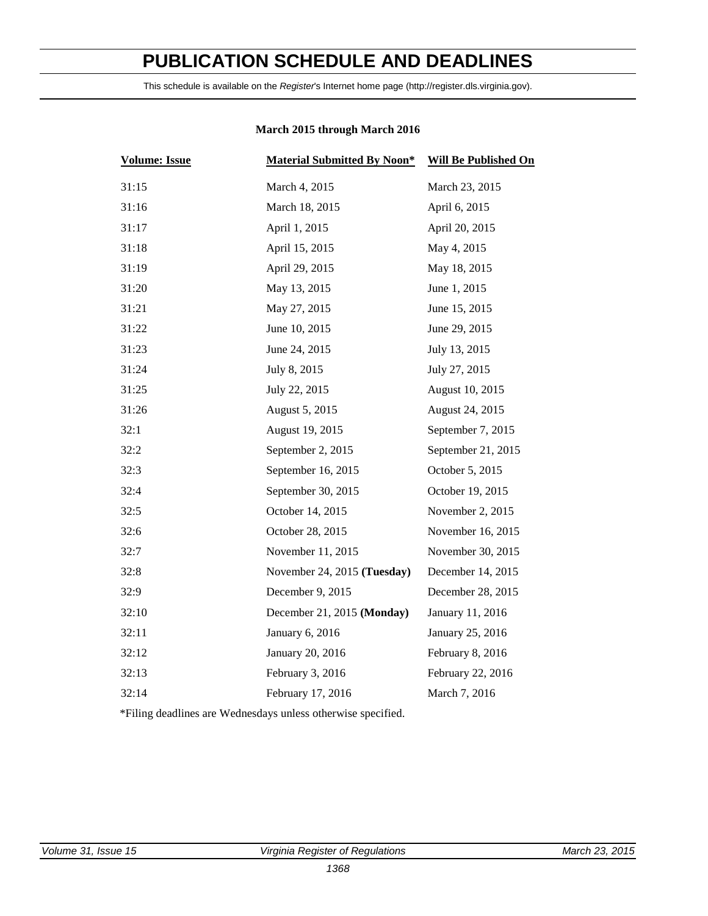# PUBLICATION SCHEDULE AND DEADLINES

This schedule is available on the *Register*'s Internet home page (http://register.dls.virginia.gov).

**March 2015 through March 2016**

| Volume: Issue | Material Submitted By Noon* | Will Be Published On |
|---|---|---|
| 31:15 | March 4, 2015 | March 23, 2015 |
| 31:16 | March 18, 2015 | April 6, 2015 |
| 31:17 | April 1, 2015 | April 20, 2015 |
| 31:18 | April 15, 2015 | May 4, 2015 |
| 31:19 | April 29, 2015 | May 18, 2015 |
| 31:20 | May 13, 2015 | June 1, 2015 |
| 31:21 | May 27, 2015 | June 15, 2015 |
| 31:22 | June 10, 2015 | June 29, 2015 |
| 31:23 | June 24, 2015 | July 13, 2015 |
| 31:24 | July 8, 2015 | July 27, 2015 |
| 31:25 | July 22, 2015 | August 10, 2015 |
| 31:26 | August 5, 2015 | August 24, 2015 |
| 32:1 | August 19, 2015 | September 7, 2015 |
| 32:2 | September 2, 2015 | September 21, 2015 |
| 32:3 | September 16, 2015 | October 5, 2015 |
| 32:4 | September 30, 2015 | October 19, 2015 |
| 32:5 | October 14, 2015 | November 2, 2015 |
| 32:6 | October 28, 2015 | November 16, 2015 |
| 32:7 | November 11, 2015 | November 30, 2015 |
| 32:8 | November 24, 2015 **(Tuesday)** | December 14, 2015 |
| 32:9 | December 9, 2015 | December 28, 2015 |
| 32:10 | December 21, 2015 **(Monday)** | January 11, 2016 |
| 32:11 | January 6, 2016 | January 25, 2016 |
| 32:12 | January 20, 2016 | February 8, 2016 |
| 32:13 | February 3, 2016 | February 22, 2016 |
| 32:14 | February 17, 2016 | March 7, 2016 |

*Filing deadlines are Wednesdays unless otherwise specified.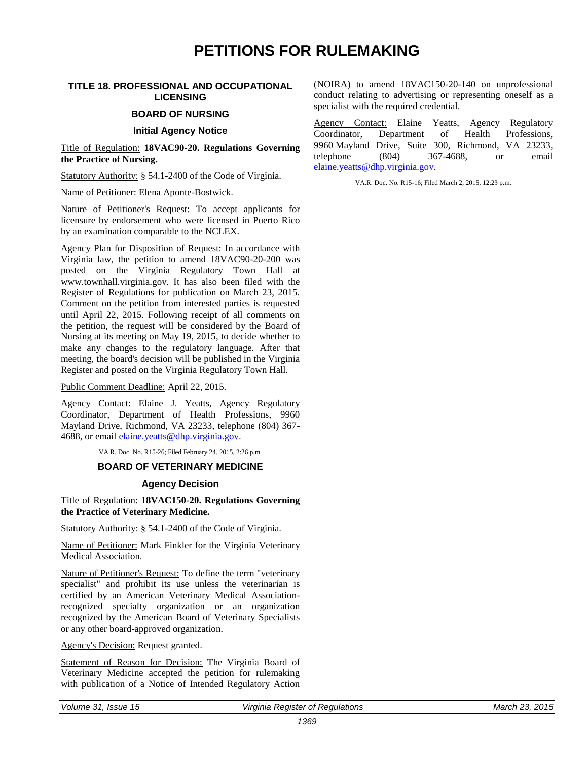# PETITIONS FOR RULEMAKING

## TITLE 18. PROFESSIONAL AND OCCUPATIONAL LICENSING

### BOARD OF NURSING

#### Initial Agency Notice

Title of Regulation: **18VAC90-20. Regulations Governing the Practice of Nursing.**

Statutory Authority: § 54.1-2400 of the Code of Virginia.

Name of Petitioner: Elena Aponte-Bostwick.

Nature of Petitioner's Request: To accept applicants for licensure by endorsement who were licensed in Puerto Rico by an examination comparable to the NCLEX.

Agency Plan for Disposition of Request: In accordance with Virginia law, the petition to amend 18VAC90-20-200 was posted on the Virginia Regulatory Town Hall at www.townhall.virginia.gov. It has also been filed with the Register of Regulations for publication on March 23, 2015. Comment on the petition from interested parties is requested until April 22, 2015. Following receipt of all comments on the petition, the request will be considered by the Board of Nursing at its meeting on May 19, 2015, to decide whether to make any changes to the regulatory language. After that meeting, the board's decision will be published in the Virginia Register and posted on the Virginia Regulatory Town Hall.

Public Comment Deadline: April 22, 2015.

Agency Contact: Elaine J. Yeatts, Agency Regulatory Coordinator, Department of Health Professions, 9960 Mayland Drive, Richmond, VA 23233, telephone (804) 367-4688, or email elaine.yeatts@dhp.virginia.gov.

VA.R. Doc. No. R15-26; Filed February 24, 2015, 2:26 p.m.

### BOARD OF VETERINARY MEDICINE

#### Agency Decision

Title of Regulation: **18VAC150-20. Regulations Governing the Practice of Veterinary Medicine.**

Statutory Authority: § 54.1-2400 of the Code of Virginia.

Name of Petitioner: Mark Finkler for the Virginia Veterinary Medical Association.

Nature of Petitioner's Request: To define the term "veterinary specialist" and prohibit its use unless the veterinarian is certified by an American Veterinary Medical Association-recognized specialty organization or an organization recognized by the American Board of Veterinary Specialists or any other board-approved organization.

Agency's Decision: Request granted.

Statement of Reason for Decision: The Virginia Board of Veterinary Medicine accepted the petition for rulemaking with publication of a Notice of Intended Regulatory Action (NOIRA) to amend 18VAC150-20-140 on unprofessional conduct relating to advertising or representing oneself as a specialist with the required credential.

Agency Contact: Elaine Yeatts, Agency Regulatory Coordinator, Department of Health Professions, 9960 Mayland Drive, Suite 300, Richmond, VA 23233, telephone (804) 367-4688, or email elaine.yeatts@dhp.virginia.gov.

VA.R. Doc. No. R15-16; Filed March 2, 2015, 12:23 p.m.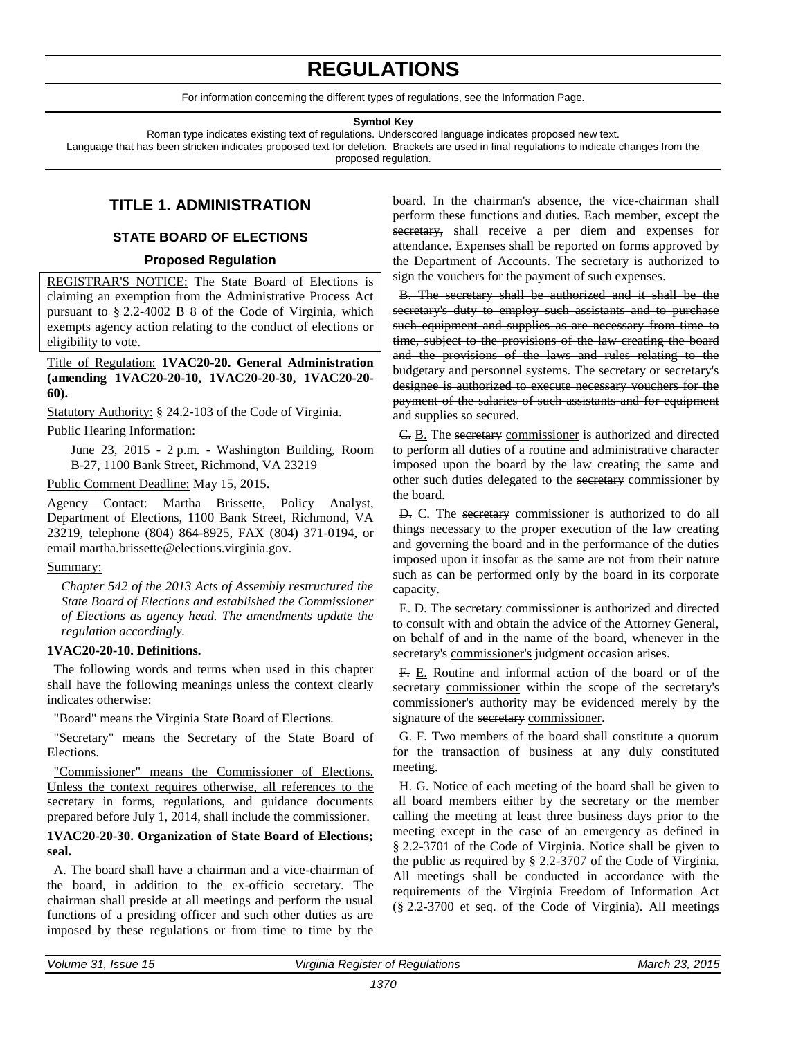# REGULATIONS

For information concerning the different types of regulations, see the Information Page.

**Symbol Key**

Roman type indicates existing text of regulations. Underscored language indicates proposed new text.
Language that has been stricken indicates proposed text for deletion. Brackets are used in final regulations to indicate changes from the proposed regulation.

## TITLE 1. ADMINISTRATION

### STATE BOARD OF ELECTIONS

#### Proposed Regulation

REGISTRAR'S NOTICE: The State Board of Elections is claiming an exemption from the Administrative Process Act pursuant to § 2.2-4002 B 8 of the Code of Virginia, which exempts agency action relating to the conduct of elections or eligibility to vote.

Title of Regulation: **1VAC20-20. General Administration (amending 1VAC20-20-10, 1VAC20-20-30, 1VAC20-20-60).**

Statutory Authority: § 24.2-103 of the Code of Virginia.

Public Hearing Information:

June 23, 2015 - 2 p.m. - Washington Building, Room B-27, 1100 Bank Street, Richmond, VA 23219

Public Comment Deadline: May 15, 2015.

Agency Contact: Martha Brissette, Policy Analyst, Department of Elections, 1100 Bank Street, Richmond, VA 23219, telephone (804) 864-8925, FAX (804) 371-0194, or email martha.brissette@elections.virginia.gov.

Summary:

*Chapter 542 of the 2013 Acts of Assembly restructured the State Board of Elections and established the Commissioner of Elections as agency head. The amendments update the regulation accordingly.*

**1VAC20-20-10. Definitions.**

The following words and terms when used in this chapter shall have the following meanings unless the context clearly indicates otherwise:

"Board" means the Virginia State Board of Elections.

"Secretary" means the Secretary of the State Board of Elections.

"Commissioner" means the Commissioner of Elections. Unless the context requires otherwise, all references to the secretary in forms, regulations, and guidance documents prepared before July 1, 2014, shall include the commissioner.

**1VAC20-20-30. Organization of State Board of Elections; seal.**

A. The board shall have a chairman and a vice-chairman of the board, in addition to the ex-officio secretary. The chairman shall preside at all meetings and perform the usual functions of a presiding officer and such other duties as are imposed by these regulations or from time to time by the board. In the chairman's absence, the vice-chairman shall perform these functions and duties. Each member~~, except the secretary,~~ shall receive a per diem and expenses for attendance. Expenses shall be reported on forms approved by the Department of Accounts. The secretary is authorized to sign the vouchers for the payment of such expenses.

~~B. The secretary shall be authorized and it shall be the secretary's duty to employ such assistants and to purchase such equipment and supplies as are necessary from time to time, subject to the provisions of the law creating the board and the provisions of the laws and rules relating to the budgetary and personnel systems. The secretary or secretary's designee is authorized to execute necessary vouchers for the payment of the salaries of such assistants and for equipment and supplies so secured.~~

~~C.~~ B. The ~~secretary~~ commissioner is authorized and directed to perform all duties of a routine and administrative character imposed upon the board by the law creating the same and other such duties delegated to the ~~secretary~~ commissioner by the board.

~~D.~~ C. The ~~secretary~~ commissioner is authorized to do all things necessary to the proper execution of the law creating and governing the board and in the performance of the duties imposed upon it insofar as the same are not from their nature such as can be performed only by the board in its corporate capacity.

~~E.~~ D. The ~~secretary~~ commissioner is authorized and directed to consult with and obtain the advice of the Attorney General, on behalf of and in the name of the board, whenever in the ~~secretary's~~ commissioner's judgment occasion arises.

~~F.~~ E. Routine and informal action of the board or of the ~~secretary~~ commissioner within the scope of the ~~secretary's~~ commissioner's authority may be evidenced merely by the signature of the ~~secretary~~ commissioner.

~~G.~~ F. Two members of the board shall constitute a quorum for the transaction of business at any duly constituted meeting.

~~H.~~ G. Notice of each meeting of the board shall be given to all board members either by the secretary or the member calling the meeting at least three business days prior to the meeting except in the case of an emergency as defined in § 2.2-3701 of the Code of Virginia. Notice shall be given to the public as required by § 2.2-3707 of the Code of Virginia. All meetings shall be conducted in accordance with the requirements of the Virginia Freedom of Information Act (§ 2.2-3700 et seq. of the Code of Virginia). All meetings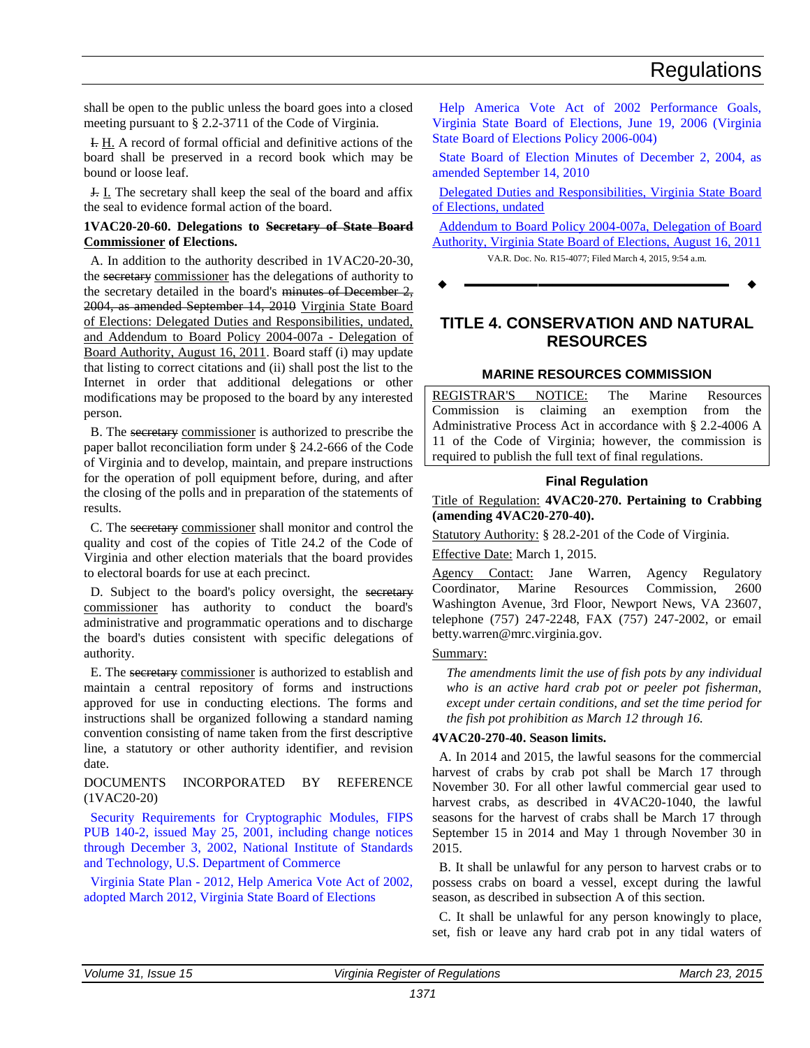shall be open to the public unless the board goes into a closed meeting pursuant to § 2.2-3711 of the Code of Virginia.

~~I.~~ H. A record of formal official and definitive actions of the board shall be preserved in a record book which may be bound or loose leaf.

~~J.~~ I. The secretary shall keep the seal of the board and affix the seal to evidence formal action of the board.

**1VAC20-20-60. Delegations to ~~Secretary of State Board~~ Commissioner of Elections.**

A. In addition to the authority described in 1VAC20-20-30, the ~~secretary~~ commissioner has the delegations of authority to the secretary detailed in the board's ~~minutes of December 2, 2004, as amended September 14, 2010~~ Virginia State Board of Elections: Delegated Duties and Responsibilities, undated, and Addendum to Board Policy 2004-007a - Delegation of Board Authority, August 16, 2011. Board staff (i) may update that listing to correct citations and (ii) shall post the list to the Internet in order that additional delegations or other modifications may be proposed to the board by any interested person.

B. The ~~secretary~~ commissioner is authorized to prescribe the paper ballot reconciliation form under § 24.2-666 of the Code of Virginia and to develop, maintain, and prepare instructions for the operation of poll equipment before, during, and after the closing of the polls and in preparation of the statements of results.

C. The ~~secretary~~ commissioner shall monitor and control the quality and cost of the copies of Title 24.2 of the Code of Virginia and other election materials that the board provides to electoral boards for use at each precinct.

D. Subject to the board's policy oversight, the ~~secretary~~ commissioner has authority to conduct the board's administrative and programmatic operations and to discharge the board's duties consistent with specific delegations of authority.

E. The ~~secretary~~ commissioner is authorized to establish and maintain a central repository of forms and instructions approved for use in conducting elections. The forms and instructions shall be organized following a standard naming convention consisting of name taken from the first descriptive line, a statutory or other authority identifier, and revision date.

DOCUMENTS INCORPORATED BY REFERENCE (1VAC20-20)

Security Requirements for Cryptographic Modules, FIPS PUB 140-2, issued May 25, 2001, including change notices through December 3, 2002, National Institute of Standards and Technology, U.S. Department of Commerce

Virginia State Plan - 2012, Help America Vote Act of 2002, adopted March 2012, Virginia State Board of Elections

Help America Vote Act of 2002 Performance Goals, Virginia State Board of Elections, June 19, 2006 (Virginia State Board of Elections Policy 2006-004)

State Board of Election Minutes of December 2, 2004, as amended September 14, 2010

Delegated Duties and Responsibilities, Virginia State Board of Elections, undated

Addendum to Board Policy 2004-007a, Delegation of Board Authority, Virginia State Board of Elections, August 16, 2011

VA.R. Doc. No. R15-4077; Filed March 4, 2015, 9:54 a.m.

# TITLE 4. CONSERVATION AND NATURAL RESOURCES

## MARINE RESOURCES COMMISSION

REGISTRAR'S NOTICE: The Marine Resources Commission is claiming an exemption from the Administrative Process Act in accordance with § 2.2-4006 A 11 of the Code of Virginia; however, the commission is required to publish the full text of final regulations.

### Final Regulation

Title of Regulation: **4VAC20-270. Pertaining to Crabbing (amending 4VAC20-270-40).**

Statutory Authority: § 28.2-201 of the Code of Virginia.

Effective Date: March 1, 2015.

Agency Contact: Jane Warren, Agency Regulatory Coordinator, Marine Resources Commission, 2600 Washington Avenue, 3rd Floor, Newport News, VA 23607, telephone (757) 247-2248, FAX (757) 247-2002, or email betty.warren@mrc.virginia.gov.

Summary:

*The amendments limit the use of fish pots by any individual who is an active hard crab pot or peeler pot fisherman, except under certain conditions, and set the time period for the fish pot prohibition as March 12 through 16.*

**4VAC20-270-40. Season limits.**

A. In 2014 and 2015, the lawful seasons for the commercial harvest of crabs by crab pot shall be March 17 through November 30. For all other lawful commercial gear used to harvest crabs, as described in 4VAC20-1040, the lawful seasons for the harvest of crabs shall be March 17 through September 15 in 2014 and May 1 through November 30 in 2015.

B. It shall be unlawful for any person to harvest crabs or to possess crabs on board a vessel, except during the lawful season, as described in subsection A of this section.

C. It shall be unlawful for any person knowingly to place, set, fish or leave any hard crab pot in any tidal waters of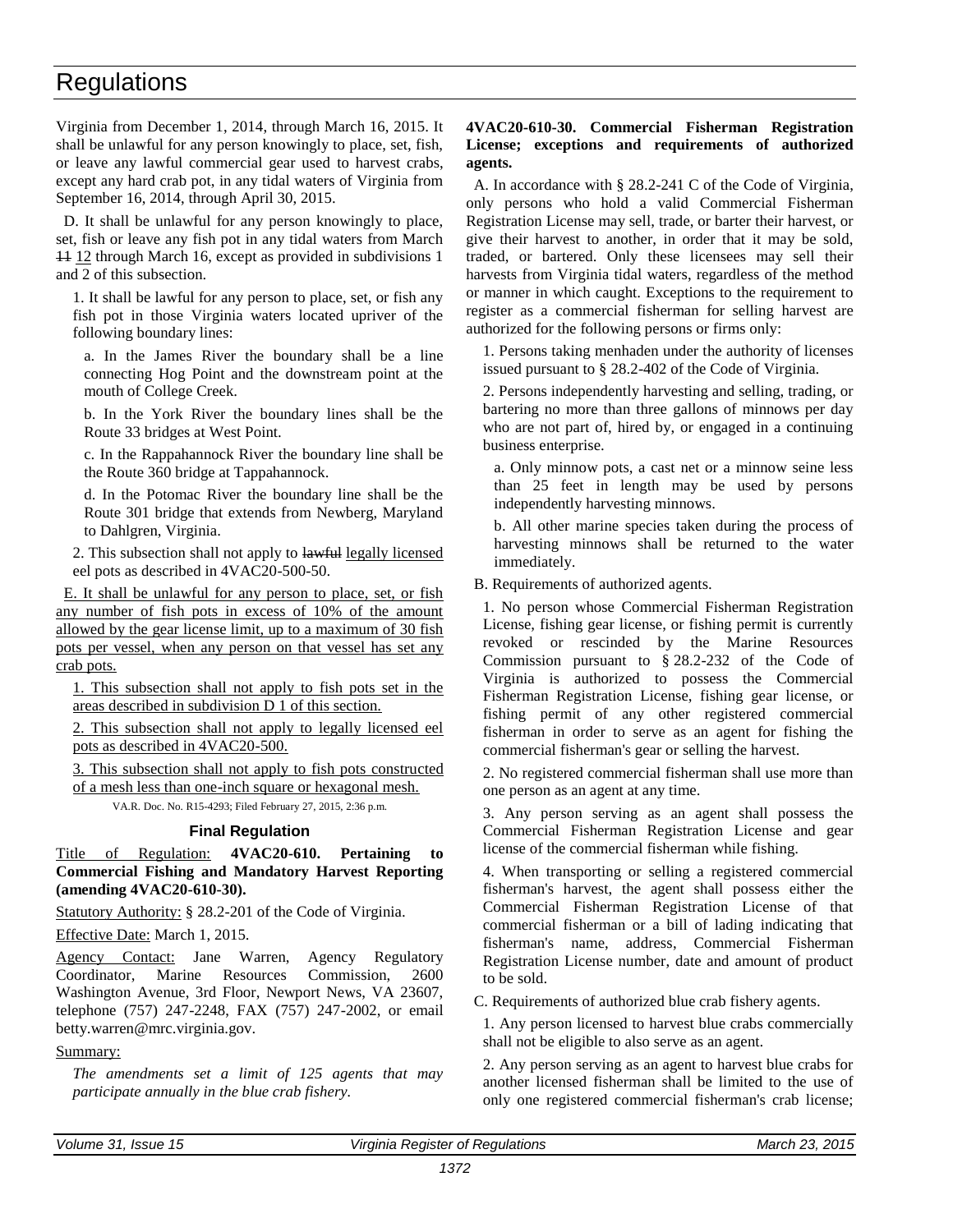Virginia from December 1, 2014, through March 16, 2015. It shall be unlawful for any person knowingly to place, set, fish, or leave any lawful commercial gear used to harvest crabs, except any hard crab pot, in any tidal waters of Virginia from September 16, 2014, through April 30, 2015.

D. It shall be unlawful for any person knowingly to place, set, fish or leave any fish pot in any tidal waters from March ~~11~~ 12 through March 16, except as provided in subdivisions 1 and 2 of this subsection.

1. It shall be lawful for any person to place, set, or fish any fish pot in those Virginia waters located upriver of the following boundary lines:

a. In the James River the boundary shall be a line connecting Hog Point and the downstream point at the mouth of College Creek.

b. In the York River the boundary lines shall be the Route 33 bridges at West Point.

c. In the Rappahannock River the boundary line shall be the Route 360 bridge at Tappahannock.

d. In the Potomac River the boundary line shall be the Route 301 bridge that extends from Newberg, Maryland to Dahlgren, Virginia.

2. This subsection shall not apply to ~~lawful~~ legally licensed eel pots as described in 4VAC20-500-50.

E. It shall be unlawful for any person to place, set, or fish any number of fish pots in excess of 10% of the amount allowed by the gear license limit, up to a maximum of 30 fish pots per vessel, when any person on that vessel has set any crab pots.

1. This subsection shall not apply to fish pots set in the areas described in subdivision D 1 of this section.

2. This subsection shall not apply to legally licensed eel pots as described in 4VAC20-500.

3. This subsection shall not apply to fish pots constructed of a mesh less than one-inch square or hexagonal mesh.

VA.R. Doc. No. R15-4293; Filed February 27, 2015, 2:36 p.m.

### Final Regulation

Title of Regulation: **4VAC20-610. Pertaining to Commercial Fishing and Mandatory Harvest Reporting (amending 4VAC20-610-30).**

Statutory Authority: § 28.2-201 of the Code of Virginia.

Effective Date: March 1, 2015.

Agency Contact: Jane Warren, Agency Regulatory Coordinator, Marine Resources Commission, 2600 Washington Avenue, 3rd Floor, Newport News, VA 23607, telephone (757) 247-2248, FAX (757) 247-2002, or email betty.warren@mrc.virginia.gov.

Summary:

*The amendments set a limit of 125 agents that may participate annually in the blue crab fishery.*

**4VAC20-610-30. Commercial Fisherman Registration License; exceptions and requirements of authorized agents.**

A. In accordance with § 28.2-241 C of the Code of Virginia, only persons who hold a valid Commercial Fisherman Registration License may sell, trade, or barter their harvest, or give their harvest to another, in order that it may be sold, traded, or bartered. Only these licensees may sell their harvests from Virginia tidal waters, regardless of the method or manner in which caught. Exceptions to the requirement to register as a commercial fisherman for selling harvest are authorized for the following persons or firms only:

1. Persons taking menhaden under the authority of licenses issued pursuant to § 28.2-402 of the Code of Virginia.

2. Persons independently harvesting and selling, trading, or bartering no more than three gallons of minnows per day who are not part of, hired by, or engaged in a continuing business enterprise.

a. Only minnow pots, a cast net or a minnow seine less than 25 feet in length may be used by persons independently harvesting minnows.

b. All other marine species taken during the process of harvesting minnows shall be returned to the water immediately.

B. Requirements of authorized agents.

1. No person whose Commercial Fisherman Registration License, fishing gear license, or fishing permit is currently revoked or rescinded by the Marine Resources Commission pursuant to § 28.2-232 of the Code of Virginia is authorized to possess the Commercial Fisherman Registration License, fishing gear license, or fishing permit of any other registered commercial fisherman in order to serve as an agent for fishing the commercial fisherman's gear or selling the harvest.

2. No registered commercial fisherman shall use more than one person as an agent at any time.

3. Any person serving as an agent shall possess the Commercial Fisherman Registration License and gear license of the commercial fisherman while fishing.

4. When transporting or selling a registered commercial fisherman's harvest, the agent shall possess either the Commercial Fisherman Registration License of that commercial fisherman or a bill of lading indicating that fisherman's name, address, Commercial Fisherman Registration License number, date and amount of product to be sold.

C. Requirements of authorized blue crab fishery agents.

1. Any person licensed to harvest blue crabs commercially shall not be eligible to also serve as an agent.

2. Any person serving as an agent to harvest blue crabs for another licensed fisherman shall be limited to the use of only one registered commercial fisherman's crab license;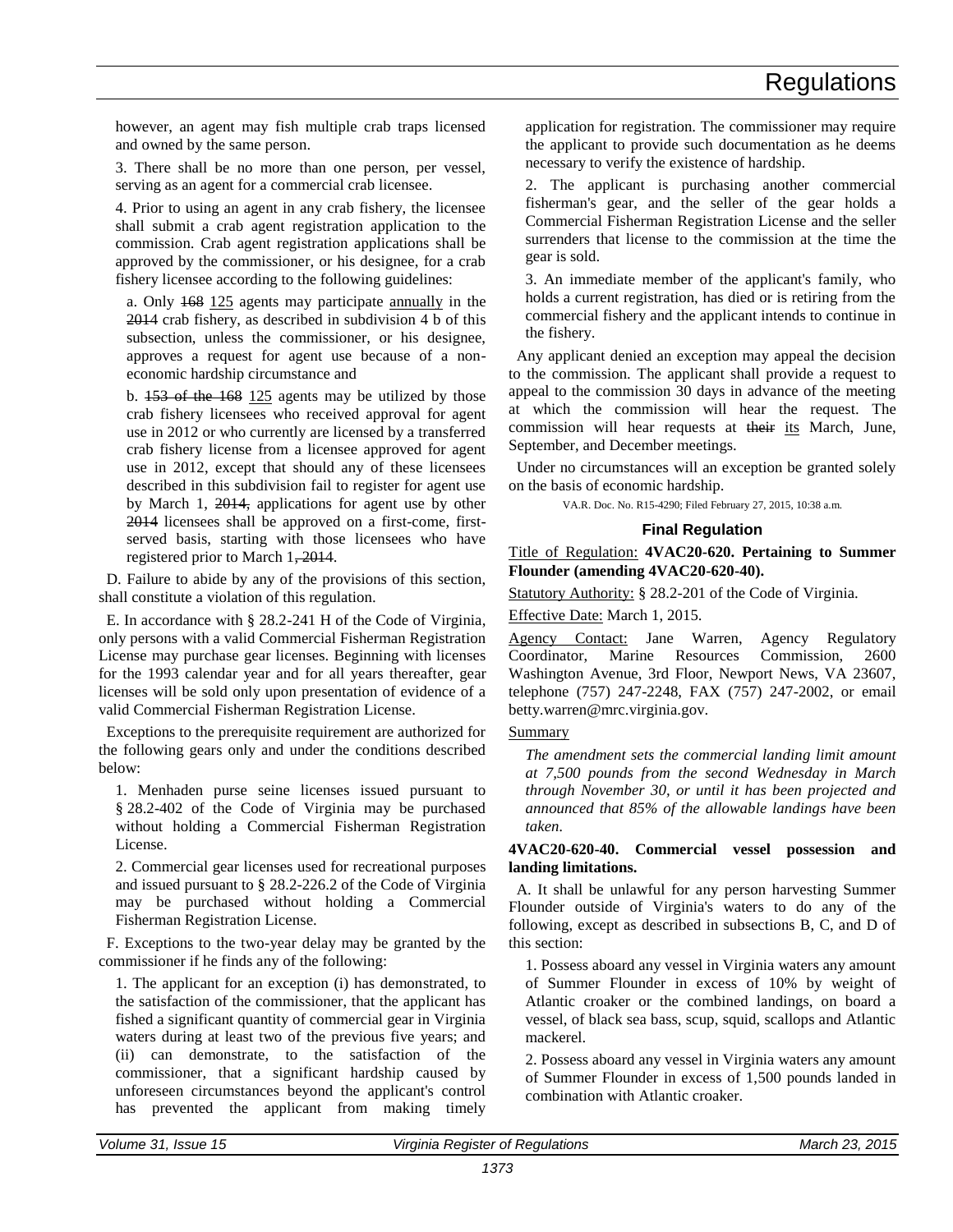however, an agent may fish multiple crab traps licensed and owned by the same person.

3. There shall be no more than one person, per vessel, serving as an agent for a commercial crab licensee.

4. Prior to using an agent in any crab fishery, the licensee shall submit a crab agent registration application to the commission. Crab agent registration applications shall be approved by the commissioner, or his designee, for a crab fishery licensee according to the following guidelines:

a. Only ~~168~~ 125 agents may participate annually in the ~~2014~~ crab fishery, as described in subdivision 4 b of this subsection, unless the commissioner, or his designee, approves a request for agent use because of a non-economic hardship circumstance and

b. ~~153 of the 168~~ 125 agents may be utilized by those crab fishery licensees who received approval for agent use in 2012 or who currently are licensed by a transferred crab fishery license from a licensee approved for agent use in 2012, except that should any of these licensees described in this subdivision fail to register for agent use by March 1, ~~2014,~~ applications for agent use by other ~~2014~~ licensees shall be approved on a first-come, first-served basis, starting with those licensees who have registered prior to March 1~~, 2014~~.

D. Failure to abide by any of the provisions of this section, shall constitute a violation of this regulation.

E. In accordance with § 28.2-241 H of the Code of Virginia, only persons with a valid Commercial Fisherman Registration License may purchase gear licenses. Beginning with licenses for the 1993 calendar year and for all years thereafter, gear licenses will be sold only upon presentation of evidence of a valid Commercial Fisherman Registration License.

Exceptions to the prerequisite requirement are authorized for the following gears only and under the conditions described below:

1. Menhaden purse seine licenses issued pursuant to § 28.2-402 of the Code of Virginia may be purchased without holding a Commercial Fisherman Registration License.

2. Commercial gear licenses used for recreational purposes and issued pursuant to § 28.2-226.2 of the Code of Virginia may be purchased without holding a Commercial Fisherman Registration License.

F. Exceptions to the two-year delay may be granted by the commissioner if he finds any of the following:

1. The applicant for an exception (i) has demonstrated, to the satisfaction of the commissioner, that the applicant has fished a significant quantity of commercial gear in Virginia waters during at least two of the previous five years; and (ii) can demonstrate, to the satisfaction of the commissioner, that a significant hardship caused by unforeseen circumstances beyond the applicant's control has prevented the applicant from making timely application for registration. The commissioner may require the applicant to provide such documentation as he deems necessary to verify the existence of hardship.

2. The applicant is purchasing another commercial fisherman's gear, and the seller of the gear holds a Commercial Fisherman Registration License and the seller surrenders that license to the commission at the time the gear is sold.

3. An immediate member of the applicant's family, who holds a current registration, has died or is retiring from the commercial fishery and the applicant intends to continue in the fishery.

Any applicant denied an exception may appeal the decision to the commission. The applicant shall provide a request to appeal to the commission 30 days in advance of the meeting at which the commission will hear the request. The commission will hear requests at ~~their~~ its March, June, September, and December meetings.

Under no circumstances will an exception be granted solely on the basis of economic hardship.

VA.R. Doc. No. R15-4290; Filed February 27, 2015, 10:38 a.m.

### Final Regulation

Title of Regulation: **4VAC20-620. Pertaining to Summer Flounder (amending 4VAC20-620-40).**

Statutory Authority: § 28.2-201 of the Code of Virginia.

Effective Date: March 1, 2015.

Agency Contact: Jane Warren, Agency Regulatory Coordinator, Marine Resources Commission, 2600 Washington Avenue, 3rd Floor, Newport News, VA 23607, telephone (757) 247-2248, FAX (757) 247-2002, or email betty.warren@mrc.virginia.gov.

Summary

*The amendment sets the commercial landing limit amount at 7,500 pounds from the second Wednesday in March through November 30, or until it has been projected and announced that 85% of the allowable landings have been taken.*

**4VAC20-620-40. Commercial vessel possession and landing limitations.**

A. It shall be unlawful for any person harvesting Summer Flounder outside of Virginia's waters to do any of the following, except as described in subsections B, C, and D of this section:

1. Possess aboard any vessel in Virginia waters any amount of Summer Flounder in excess of 10% by weight of Atlantic croaker or the combined landings, on board a vessel, of black sea bass, scup, squid, scallops and Atlantic mackerel.

2. Possess aboard any vessel in Virginia waters any amount of Summer Flounder in excess of 1,500 pounds landed in combination with Atlantic croaker.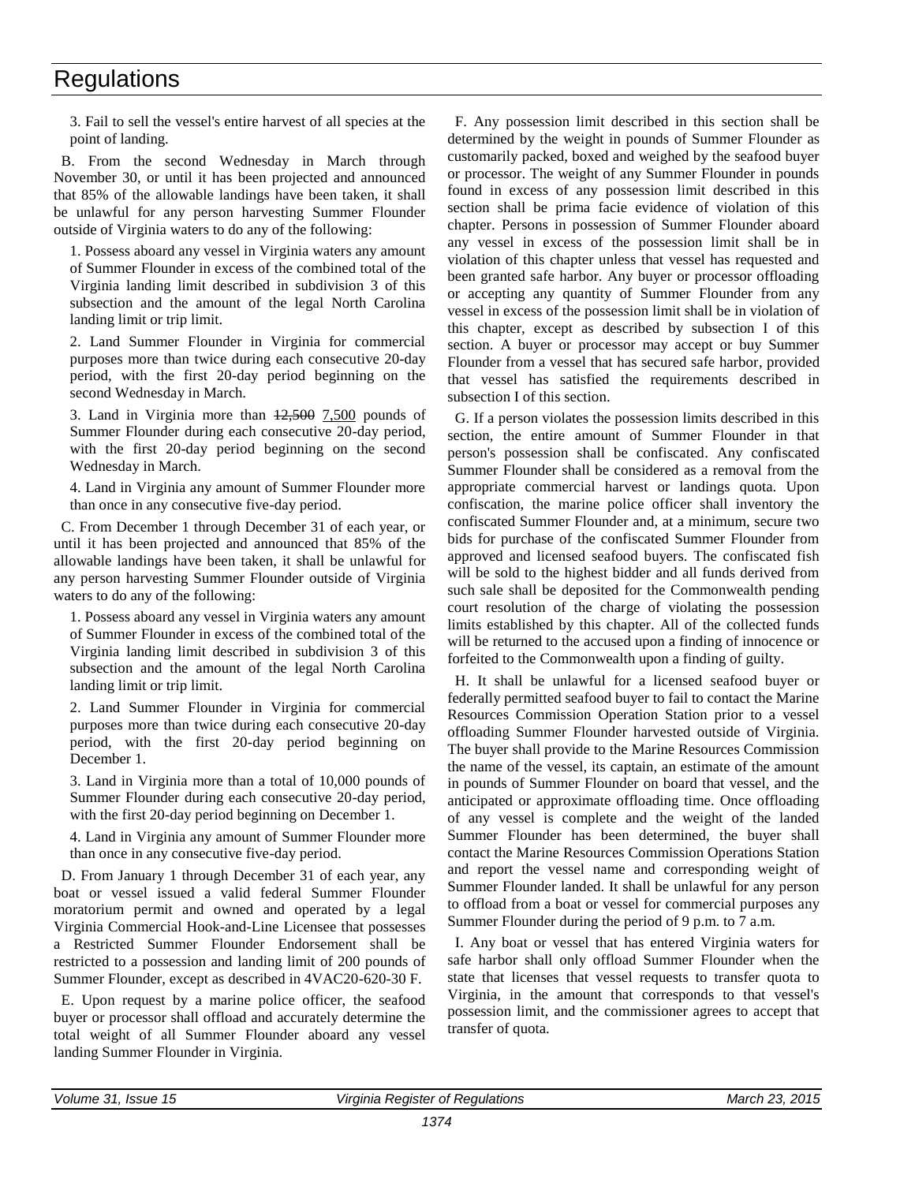3. Fail to sell the vessel's entire harvest of all species at the point of landing.

B. From the second Wednesday in March through November 30, or until it has been projected and announced that 85% of the allowable landings have been taken, it shall be unlawful for any person harvesting Summer Flounder outside of Virginia waters to do any of the following:

1. Possess aboard any vessel in Virginia waters any amount of Summer Flounder in excess of the combined total of the Virginia landing limit described in subdivision 3 of this subsection and the amount of the legal North Carolina landing limit or trip limit.

2. Land Summer Flounder in Virginia for commercial purposes more than twice during each consecutive 20-day period, with the first 20-day period beginning on the second Wednesday in March.

3. Land in Virginia more than ~~12,500~~ 7,500 pounds of Summer Flounder during each consecutive 20-day period, with the first 20-day period beginning on the second Wednesday in March.

4. Land in Virginia any amount of Summer Flounder more than once in any consecutive five-day period.

C. From December 1 through December 31 of each year, or until it has been projected and announced that 85% of the allowable landings have been taken, it shall be unlawful for any person harvesting Summer Flounder outside of Virginia waters to do any of the following:

1. Possess aboard any vessel in Virginia waters any amount of Summer Flounder in excess of the combined total of the Virginia landing limit described in subdivision 3 of this subsection and the amount of the legal North Carolina landing limit or trip limit.

2. Land Summer Flounder in Virginia for commercial purposes more than twice during each consecutive 20-day period, with the first 20-day period beginning on December 1.

3. Land in Virginia more than a total of 10,000 pounds of Summer Flounder during each consecutive 20-day period, with the first 20-day period beginning on December 1.

4. Land in Virginia any amount of Summer Flounder more than once in any consecutive five-day period.

D. From January 1 through December 31 of each year, any boat or vessel issued a valid federal Summer Flounder moratorium permit and owned and operated by a legal Virginia Commercial Hook-and-Line Licensee that possesses a Restricted Summer Flounder Endorsement shall be restricted to a possession and landing limit of 200 pounds of Summer Flounder, except as described in 4VAC20-620-30 F.

E. Upon request by a marine police officer, the seafood buyer or processor shall offload and accurately determine the total weight of all Summer Flounder aboard any vessel landing Summer Flounder in Virginia.

F. Any possession limit described in this section shall be determined by the weight in pounds of Summer Flounder as customarily packed, boxed and weighed by the seafood buyer or processor. The weight of any Summer Flounder in pounds found in excess of any possession limit described in this section shall be prima facie evidence of violation of this chapter. Persons in possession of Summer Flounder aboard any vessel in excess of the possession limit shall be in violation of this chapter unless that vessel has requested and been granted safe harbor. Any buyer or processor offloading or accepting any quantity of Summer Flounder from any vessel in excess of the possession limit shall be in violation of this chapter, except as described by subsection I of this section. A buyer or processor may accept or buy Summer Flounder from a vessel that has secured safe harbor, provided that vessel has satisfied the requirements described in subsection I of this section.

G. If a person violates the possession limits described in this section, the entire amount of Summer Flounder in that person's possession shall be confiscated. Any confiscated Summer Flounder shall be considered as a removal from the appropriate commercial harvest or landings quota. Upon confiscation, the marine police officer shall inventory the confiscated Summer Flounder and, at a minimum, secure two bids for purchase of the confiscated Summer Flounder from approved and licensed seafood buyers. The confiscated fish will be sold to the highest bidder and all funds derived from such sale shall be deposited for the Commonwealth pending court resolution of the charge of violating the possession limits established by this chapter. All of the collected funds will be returned to the accused upon a finding of innocence or forfeited to the Commonwealth upon a finding of guilty.

H. It shall be unlawful for a licensed seafood buyer or federally permitted seafood buyer to fail to contact the Marine Resources Commission Operation Station prior to a vessel offloading Summer Flounder harvested outside of Virginia. The buyer shall provide to the Marine Resources Commission the name of the vessel, its captain, an estimate of the amount in pounds of Summer Flounder on board that vessel, and the anticipated or approximate offloading time. Once offloading of any vessel is complete and the weight of the landed Summer Flounder has been determined, the buyer shall contact the Marine Resources Commission Operations Station and report the vessel name and corresponding weight of Summer Flounder landed. It shall be unlawful for any person to offload from a boat or vessel for commercial purposes any Summer Flounder during the period of 9 p.m. to 7 a.m.

I. Any boat or vessel that has entered Virginia waters for safe harbor shall only offload Summer Flounder when the state that licenses that vessel requests to transfer quota to Virginia, in the amount that corresponds to that vessel's possession limit, and the commissioner agrees to accept that transfer of quota.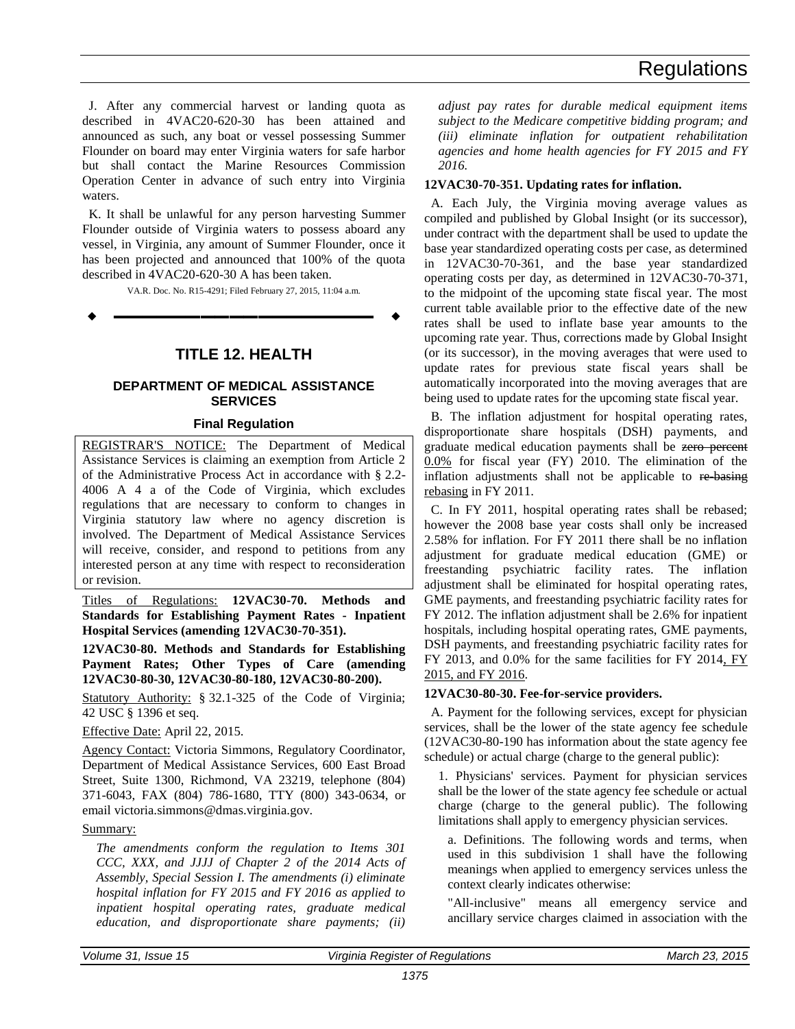J. After any commercial harvest or landing quota as described in 4VAC20-620-30 has been attained and announced as such, any boat or vessel possessing Summer Flounder on board may enter Virginia waters for safe harbor but shall contact the Marine Resources Commission Operation Center in advance of such entry into Virginia waters.

K. It shall be unlawful for any person harvesting Summer Flounder outside of Virginia waters to possess aboard any vessel, in Virginia, any amount of Summer Flounder, once it has been projected and announced that 100% of the quota described in 4VAC20-620-30 A has been taken.

VA.R. Doc. No. R15-4291; Filed February 27, 2015, 11:04 a.m.

---

# TITLE 12. HEALTH

## DEPARTMENT OF MEDICAL ASSISTANCE SERVICES

### Final Regulation

REGISTRAR'S NOTICE: The Department of Medical Assistance Services is claiming an exemption from Article 2 of the Administrative Process Act in accordance with § 2.2-4006 A 4 a of the Code of Virginia, which excludes regulations that are necessary to conform to changes in Virginia statutory law where no agency discretion is involved. The Department of Medical Assistance Services will receive, consider, and respond to petitions from any interested person at any time with respect to reconsideration or revision.

Titles of Regulations: **12VAC30-70. Methods and Standards for Establishing Payment Rates - Inpatient Hospital Services (amending 12VAC30-70-351).**

**12VAC30-80. Methods and Standards for Establishing Payment Rates; Other Types of Care (amending 12VAC30-80-30, 12VAC30-80-180, 12VAC30-80-200).**

Statutory Authority: § 32.1-325 of the Code of Virginia; 42 USC § 1396 et seq.

Effective Date: April 22, 2015.

Agency Contact: Victoria Simmons, Regulatory Coordinator, Department of Medical Assistance Services, 600 East Broad Street, Suite 1300, Richmond, VA 23219, telephone (804) 371-6043, FAX (804) 786-1680, TTY (800) 343-0634, or email victoria.simmons@dmas.virginia.gov.

Summary:

*The amendments conform the regulation to Items 301 CCC, XXX, and JJJJ of Chapter 2 of the 2014 Acts of Assembly, Special Session I. The amendments (i) eliminate hospital inflation for FY 2015 and FY 2016 as applied to inpatient hospital operating rates, graduate medical education, and disproportionate share payments; (ii) adjust pay rates for durable medical equipment items subject to the Medicare competitive bidding program; and (iii) eliminate inflation for outpatient rehabilitation agencies and home health agencies for FY 2015 and FY 2016.*

**12VAC30-70-351. Updating rates for inflation.**

A. Each July, the Virginia moving average values as compiled and published by Global Insight (or its successor), under contract with the department shall be used to update the base year standardized operating costs per case, as determined in 12VAC30-70-361, and the base year standardized operating costs per day, as determined in 12VAC30-70-371, to the midpoint of the upcoming state fiscal year. The most current table available prior to the effective date of the new rates shall be used to inflate base year amounts to the upcoming rate year. Thus, corrections made by Global Insight (or its successor), in the moving averages that were used to update rates for previous state fiscal years shall be automatically incorporated into the moving averages that are being used to update rates for the upcoming state fiscal year.

B. The inflation adjustment for hospital operating rates, disproportionate share hospitals (DSH) payments, and graduate medical education payments shall be ~~zero percent~~ 0.0% for fiscal year (FY) 2010. The elimination of the inflation adjustments shall not be applicable to ~~re-basing~~ rebasing in FY 2011.

C. In FY 2011, hospital operating rates shall be rebased; however the 2008 base year costs shall only be increased 2.58% for inflation. For FY 2011 there shall be no inflation adjustment for graduate medical education (GME) or freestanding psychiatric facility rates. The inflation adjustment shall be eliminated for hospital operating rates, GME payments, and freestanding psychiatric facility rates for FY 2012. The inflation adjustment shall be 2.6% for inpatient hospitals, including hospital operating rates, GME payments, DSH payments, and freestanding psychiatric facility rates for FY 2013, and 0.0% for the same facilities for FY 2014, FY 2015, and FY 2016.

**12VAC30-80-30. Fee-for-service providers.**

A. Payment for the following services, except for physician services, shall be the lower of the state agency fee schedule (12VAC30-80-190 has information about the state agency fee schedule) or actual charge (charge to the general public):

1. Physicians' services. Payment for physician services shall be the lower of the state agency fee schedule or actual charge (charge to the general public). The following limitations shall apply to emergency physician services.

a. Definitions. The following words and terms, when used in this subdivision 1 shall have the following meanings when applied to emergency services unless the context clearly indicates otherwise:

"All-inclusive" means all emergency service and ancillary service charges claimed in association with the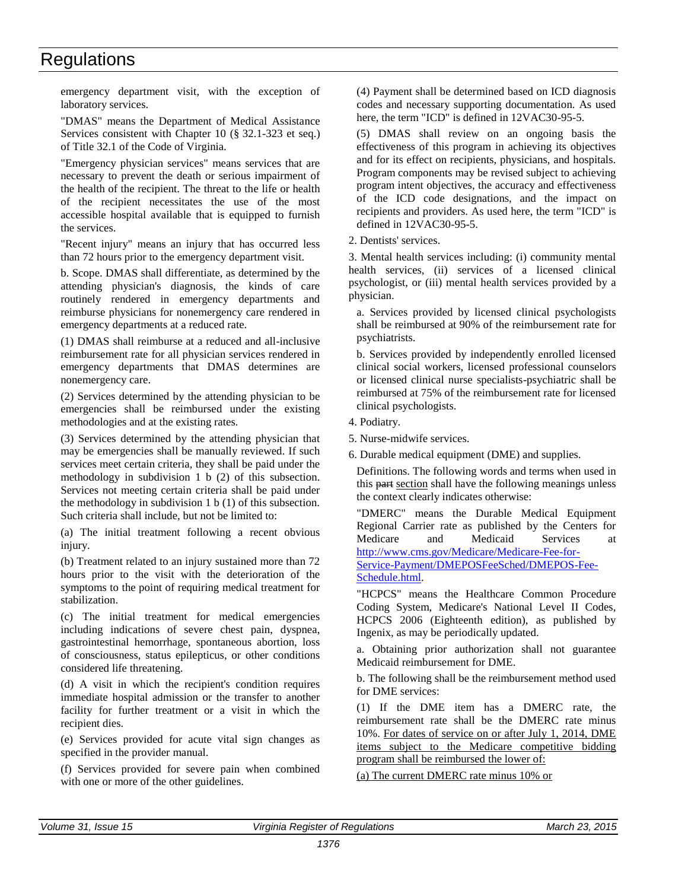emergency department visit, with the exception of laboratory services.

"DMAS" means the Department of Medical Assistance Services consistent with Chapter 10 (§ 32.1-323 et seq.) of Title 32.1 of the Code of Virginia.

"Emergency physician services" means services that are necessary to prevent the death or serious impairment of the health of the recipient. The threat to the life or health of the recipient necessitates the use of the most accessible hospital available that is equipped to furnish the services.

"Recent injury" means an injury that has occurred less than 72 hours prior to the emergency department visit.

b. Scope. DMAS shall differentiate, as determined by the attending physician's diagnosis, the kinds of care routinely rendered in emergency departments and reimburse physicians for nonemergency care rendered in emergency departments at a reduced rate.

(1) DMAS shall reimburse at a reduced and all-inclusive reimbursement rate for all physician services rendered in emergency departments that DMAS determines are nonemergency care.

(2) Services determined by the attending physician to be emergencies shall be reimbursed under the existing methodologies and at the existing rates.

(3) Services determined by the attending physician that may be emergencies shall be manually reviewed. If such services meet certain criteria, they shall be paid under the methodology in subdivision 1 b (2) of this subsection. Services not meeting certain criteria shall be paid under the methodology in subdivision 1 b (1) of this subsection. Such criteria shall include, but not be limited to:

(a) The initial treatment following a recent obvious injury.

(b) Treatment related to an injury sustained more than 72 hours prior to the visit with the deterioration of the symptoms to the point of requiring medical treatment for stabilization.

(c) The initial treatment for medical emergencies including indications of severe chest pain, dyspnea, gastrointestinal hemorrhage, spontaneous abortion, loss of consciousness, status epilepticus, or other conditions considered life threatening.

(d) A visit in which the recipient's condition requires immediate hospital admission or the transfer to another facility for further treatment or a visit in which the recipient dies.

(e) Services provided for acute vital sign changes as specified in the provider manual.

(f) Services provided for severe pain when combined with one or more of the other guidelines.

(4) Payment shall be determined based on ICD diagnosis codes and necessary supporting documentation. As used here, the term "ICD" is defined in 12VAC30-95-5.

(5) DMAS shall review on an ongoing basis the effectiveness of this program in achieving its objectives and for its effect on recipients, physicians, and hospitals. Program components may be revised subject to achieving program intent objectives, the accuracy and effectiveness of the ICD code designations, and the impact on recipients and providers. As used here, the term "ICD" is defined in 12VAC30-95-5.

2. Dentists' services.

3. Mental health services including: (i) community mental health services, (ii) services of a licensed clinical psychologist, or (iii) mental health services provided by a physician.

a. Services provided by licensed clinical psychologists shall be reimbursed at 90% of the reimbursement rate for psychiatrists.

b. Services provided by independently enrolled licensed clinical social workers, licensed professional counselors or licensed clinical nurse specialists-psychiatric shall be reimbursed at 75% of the reimbursement rate for licensed clinical psychologists.

4. Podiatry.

5. Nurse-midwife services.

6. Durable medical equipment (DME) and supplies.

Definitions. The following words and terms when used in this ~~part~~ section shall have the following meanings unless the context clearly indicates otherwise:

"DMERC" means the Durable Medical Equipment Regional Carrier rate as published by the Centers for Medicare and Medicaid Services at http://www.cms.gov/Medicare/Medicare-Fee-for-Service-Payment/DMEPOSFeeSched/DMEPOS-Fee-Schedule.html.

"HCPCS" means the Healthcare Common Procedure Coding System, Medicare's National Level II Codes, HCPCS 2006 (Eighteenth edition), as published by Ingenix, as may be periodically updated.

a. Obtaining prior authorization shall not guarantee Medicaid reimbursement for DME.

b. The following shall be the reimbursement method used for DME services:

(1) If the DME item has a DMERC rate, the reimbursement rate shall be the DMERC rate minus 10%. For dates of service on or after July 1, 2014, DME items subject to the Medicare competitive bidding program shall be reimbursed the lower of:

(a) The current DMERC rate minus 10% or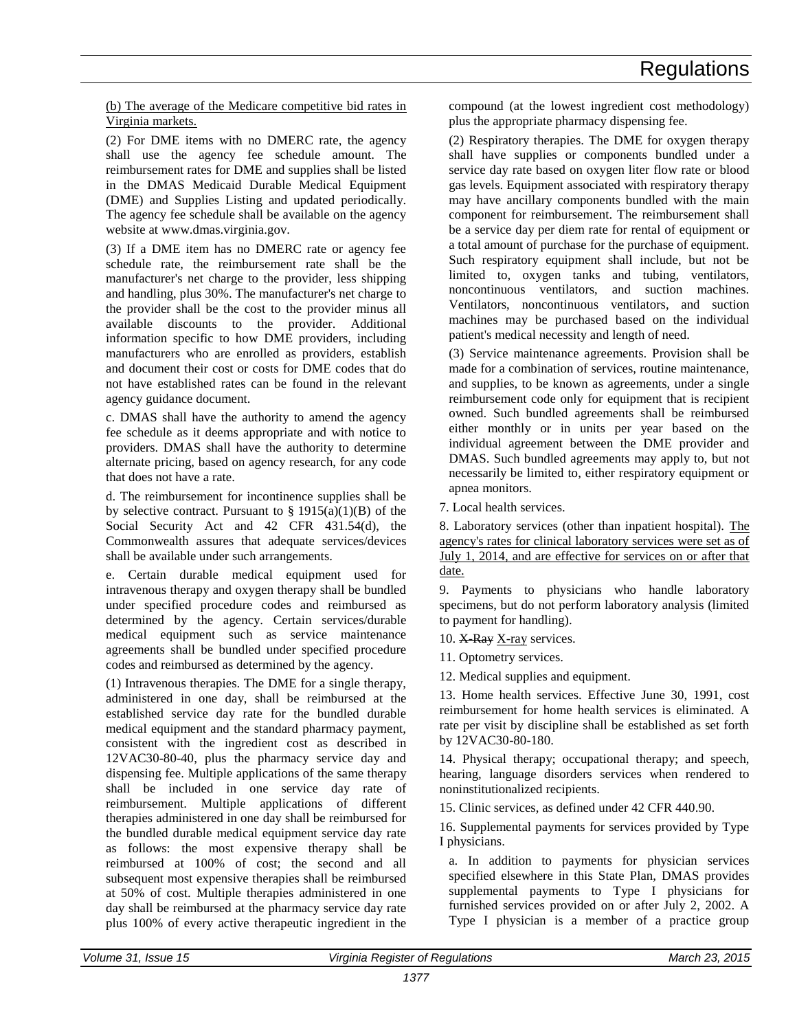(b) The average of the Medicare competitive bid rates in Virginia markets.

(2) For DME items with no DMERC rate, the agency shall use the agency fee schedule amount. The reimbursement rates for DME and supplies shall be listed in the DMAS Medicaid Durable Medical Equipment (DME) and Supplies Listing and updated periodically. The agency fee schedule shall be available on the agency website at www.dmas.virginia.gov.

(3) If a DME item has no DMERC rate or agency fee schedule rate, the reimbursement rate shall be the manufacturer's net charge to the provider, less shipping and handling, plus 30%. The manufacturer's net charge to the provider shall be the cost to the provider minus all available discounts to the provider. Additional information specific to how DME providers, including manufacturers who are enrolled as providers, establish and document their cost or costs for DME codes that do not have established rates can be found in the relevant agency guidance document.

c. DMAS shall have the authority to amend the agency fee schedule as it deems appropriate and with notice to providers. DMAS shall have the authority to determine alternate pricing, based on agency research, for any code that does not have a rate.

d. The reimbursement for incontinence supplies shall be by selective contract. Pursuant to § 1915(a)(1)(B) of the Social Security Act and 42 CFR 431.54(d), the Commonwealth assures that adequate services/devices shall be available under such arrangements.

e. Certain durable medical equipment used for intravenous therapy and oxygen therapy shall be bundled under specified procedure codes and reimbursed as determined by the agency. Certain services/durable medical equipment such as service maintenance agreements shall be bundled under specified procedure codes and reimbursed as determined by the agency.

(1) Intravenous therapies. The DME for a single therapy, administered in one day, shall be reimbursed at the established service day rate for the bundled durable medical equipment and the standard pharmacy payment, consistent with the ingredient cost as described in 12VAC30-80-40, plus the pharmacy service day and dispensing fee. Multiple applications of the same therapy shall be included in one service day rate of reimbursement. Multiple applications of different therapies administered in one day shall be reimbursed for the bundled durable medical equipment service day rate as follows: the most expensive therapy shall be reimbursed at 100% of cost; the second and all subsequent most expensive therapies shall be reimbursed at 50% of cost. Multiple therapies administered in one day shall be reimbursed at the pharmacy service day rate plus 100% of every active therapeutic ingredient in the compound (at the lowest ingredient cost methodology) plus the appropriate pharmacy dispensing fee.

(2) Respiratory therapies. The DME for oxygen therapy shall have supplies or components bundled under a service day rate based on oxygen liter flow rate or blood gas levels. Equipment associated with respiratory therapy may have ancillary components bundled with the main component for reimbursement. The reimbursement shall be a service day per diem rate for rental of equipment or a total amount of purchase for the purchase of equipment. Such respiratory equipment shall include, but not be limited to, oxygen tanks and tubing, ventilators, noncontinuous ventilators, and suction machines. Ventilators, noncontinuous ventilators, and suction machines may be purchased based on the individual patient's medical necessity and length of need.

(3) Service maintenance agreements. Provision shall be made for a combination of services, routine maintenance, and supplies, to be known as agreements, under a single reimbursement code only for equipment that is recipient owned. Such bundled agreements shall be reimbursed either monthly or in units per year based on the individual agreement between the DME provider and DMAS. Such bundled agreements may apply to, but not necessarily be limited to, either respiratory equipment or apnea monitors.

7. Local health services.

8. Laboratory services (other than inpatient hospital). The agency's rates for clinical laboratory services were set as of July 1, 2014, and are effective for services on or after that date.

9. Payments to physicians who handle laboratory specimens, but do not perform laboratory analysis (limited to payment for handling).

10. ~~X-Ray~~ X-ray services.

11. Optometry services.

12. Medical supplies and equipment.

13. Home health services. Effective June 30, 1991, cost reimbursement for home health services is eliminated. A rate per visit by discipline shall be established as set forth by 12VAC30-80-180.

14. Physical therapy; occupational therapy; and speech, hearing, language disorders services when rendered to noninstitutionalized recipients.

15. Clinic services, as defined under 42 CFR 440.90.

16. Supplemental payments for services provided by Type I physicians.

a. In addition to payments for physician services specified elsewhere in this State Plan, DMAS provides supplemental payments to Type I physicians for furnished services provided on or after July 2, 2002. A Type I physician is a member of a practice group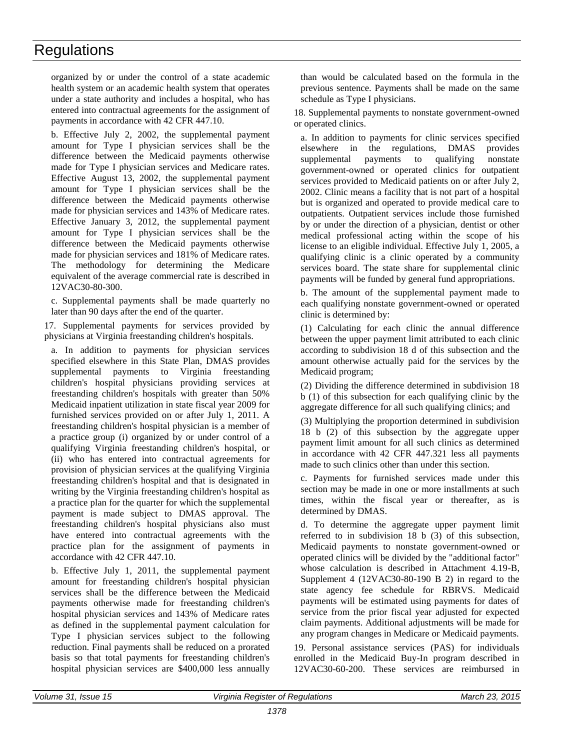organized by or under the control of a state academic health system or an academic health system that operates under a state authority and includes a hospital, who has entered into contractual agreements for the assignment of payments in accordance with 42 CFR 447.10.

b. Effective July 2, 2002, the supplemental payment amount for Type I physician services shall be the difference between the Medicaid payments otherwise made for Type I physician services and Medicare rates. Effective August 13, 2002, the supplemental payment amount for Type I physician services shall be the difference between the Medicaid payments otherwise made for physician services and 143% of Medicare rates. Effective January 3, 2012, the supplemental payment amount for Type I physician services shall be the difference between the Medicaid payments otherwise made for physician services and 181% of Medicare rates. The methodology for determining the Medicare equivalent of the average commercial rate is described in 12VAC30-80-300.

c. Supplemental payments shall be made quarterly no later than 90 days after the end of the quarter.

17. Supplemental payments for services provided by physicians at Virginia freestanding children's hospitals.

a. In addition to payments for physician services specified elsewhere in this State Plan, DMAS provides supplemental payments to Virginia freestanding children's hospital physicians providing services at freestanding children's hospitals with greater than 50% Medicaid inpatient utilization in state fiscal year 2009 for furnished services provided on or after July 1, 2011. A freestanding children's hospital physician is a member of a practice group (i) organized by or under control of a qualifying Virginia freestanding children's hospital, or (ii) who has entered into contractual agreements for provision of physician services at the qualifying Virginia freestanding children's hospital and that is designated in writing by the Virginia freestanding children's hospital as a practice plan for the quarter for which the supplemental payment is made subject to DMAS approval. The freestanding children's hospital physicians also must have entered into contractual agreements with the practice plan for the assignment of payments in accordance with 42 CFR 447.10.

b. Effective July 1, 2011, the supplemental payment amount for freestanding children's hospital physician services shall be the difference between the Medicaid payments otherwise made for freestanding children's hospital physician services and 143% of Medicare rates as defined in the supplemental payment calculation for Type I physician services subject to the following reduction. Final payments shall be reduced on a prorated basis so that total payments for freestanding children's hospital physician services are $400,000 less annually than would be calculated based on the formula in the previous sentence. Payments shall be made on the same schedule as Type I physicians.

18. Supplemental payments to nonstate government-owned or operated clinics.

a. In addition to payments for clinic services specified elsewhere in the regulations, DMAS provides supplemental payments to qualifying nonstate government-owned or operated clinics for outpatient services provided to Medicaid patients on or after July 2, 2002. Clinic means a facility that is not part of a hospital but is organized and operated to provide medical care to outpatients. Outpatient services include those furnished by or under the direction of a physician, dentist or other medical professional acting within the scope of his license to an eligible individual. Effective July 1, 2005, a qualifying clinic is a clinic operated by a community services board. The state share for supplemental clinic payments will be funded by general fund appropriations.

b. The amount of the supplemental payment made to each qualifying nonstate government-owned or operated clinic is determined by:

(1) Calculating for each clinic the annual difference between the upper payment limit attributed to each clinic according to subdivision 18 d of this subsection and the amount otherwise actually paid for the services by the Medicaid program;

(2) Dividing the difference determined in subdivision 18 b (1) of this subsection for each qualifying clinic by the aggregate difference for all such qualifying clinics; and

(3) Multiplying the proportion determined in subdivision 18 b (2) of this subsection by the aggregate upper payment limit amount for all such clinics as determined in accordance with 42 CFR 447.321 less all payments made to such clinics other than under this section.

c. Payments for furnished services made under this section may be made in one or more installments at such times, within the fiscal year or thereafter, as is determined by DMAS.

d. To determine the aggregate upper payment limit referred to in subdivision 18 b (3) of this subsection, Medicaid payments to nonstate government-owned or operated clinics will be divided by the "additional factor" whose calculation is described in Attachment 4.19-B, Supplement 4 (12VAC30-80-190 B 2) in regard to the state agency fee schedule for RBRVS. Medicaid payments will be estimated using payments for dates of service from the prior fiscal year adjusted for expected claim payments. Additional adjustments will be made for any program changes in Medicare or Medicaid payments.

19. Personal assistance services (PAS) for individuals enrolled in the Medicaid Buy-In program described in 12VAC30-60-200. These services are reimbursed in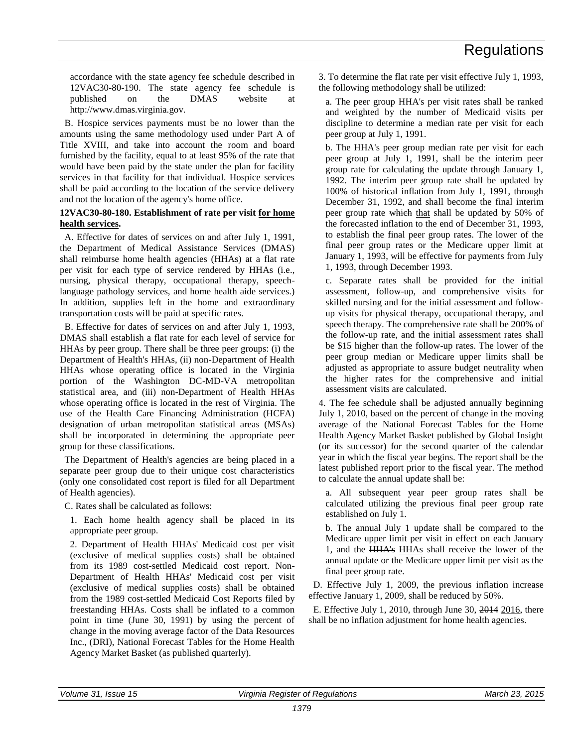accordance with the state agency fee schedule described in 12VAC30-80-190. The state agency fee schedule is published on the DMAS website at http://www.dmas.virginia.gov.

B. Hospice services payments must be no lower than the amounts using the same methodology used under Part A of Title XVIII, and take into account the room and board furnished by the facility, equal to at least 95% of the rate that would have been paid by the state under the plan for facility services in that facility for that individual. Hospice services shall be paid according to the location of the service delivery and not the location of the agency's home office.

**12VAC30-80-180. Establishment of rate per visit <u>for home health services</u>.**

A. Effective for dates of services on and after July 1, 1991, the Department of Medical Assistance Services (DMAS) shall reimburse home health agencies (HHAs) at a flat rate per visit for each type of service rendered by HHAs (i.e., nursing, physical therapy, occupational therapy, speech-language pathology services, and home health aide services.) In addition, supplies left in the home and extraordinary transportation costs will be paid at specific rates.

B. Effective for dates of services on and after July 1, 1993, DMAS shall establish a flat rate for each level of service for HHAs by peer group. There shall be three peer groups: (i) the Department of Health's HHAs, (ii) non-Department of Health HHAs whose operating office is located in the Virginia portion of the Washington DC-MD-VA metropolitan statistical area, and (iii) non-Department of Health HHAs whose operating office is located in the rest of Virginia. The use of the Health Care Financing Administration (HCFA) designation of urban metropolitan statistical areas (MSAs) shall be incorporated in determining the appropriate peer group for these classifications.

The Department of Health's agencies are being placed in a separate peer group due to their unique cost characteristics (only one consolidated cost report is filed for all Department of Health agencies).

C. Rates shall be calculated as follows:

1. Each home health agency shall be placed in its appropriate peer group.

2. Department of Health HHAs' Medicaid cost per visit (exclusive of medical supplies costs) shall be obtained from its 1989 cost-settled Medicaid cost report. Non-Department of Health HHAs' Medicaid cost per visit (exclusive of medical supplies costs) shall be obtained from the 1989 cost-settled Medicaid Cost Reports filed by freestanding HHAs. Costs shall be inflated to a common point in time (June 30, 1991) by using the percent of change in the moving average factor of the Data Resources Inc., (DRI), National Forecast Tables for the Home Health Agency Market Basket (as published quarterly).

3. To determine the flat rate per visit effective July 1, 1993, the following methodology shall be utilized:

a. The peer group HHA's per visit rates shall be ranked and weighted by the number of Medicaid visits per discipline to determine a median rate per visit for each peer group at July 1, 1991.

b. The HHA's peer group median rate per visit for each peer group at July 1, 1991, shall be the interim peer group rate for calculating the update through January 1, 1992. The interim peer group rate shall be updated by 100% of historical inflation from July 1, 1991, through December 31, 1992, and shall become the final interim peer group rate ~~which~~ <u>that</u> shall be updated by 50% of the forecasted inflation to the end of December 31, 1993, to establish the final peer group rates. The lower of the final peer group rates or the Medicare upper limit at January 1, 1993, will be effective for payments from July 1, 1993, through December 1993.

c. Separate rates shall be provided for the initial assessment, follow-up, and comprehensive visits for skilled nursing and for the initial assessment and follow-up visits for physical therapy, occupational therapy, and speech therapy. The comprehensive rate shall be 200% of the follow-up rate, and the initial assessment rates shall be $15 higher than the follow-up rates. The lower of the peer group median or Medicare upper limits shall be adjusted as appropriate to assure budget neutrality when the higher rates for the comprehensive and initial assessment visits are calculated.

4. The fee schedule shall be adjusted annually beginning July 1, 2010, based on the percent of change in the moving average of the National Forecast Tables for the Home Health Agency Market Basket published by Global Insight (or its successor) for the second quarter of the calendar year in which the fiscal year begins. The report shall be the latest published report prior to the fiscal year. The method to calculate the annual update shall be:

a. All subsequent year peer group rates shall be calculated utilizing the previous final peer group rate established on July 1.

b. The annual July 1 update shall be compared to the Medicare upper limit per visit in effect on each January 1, and the ~~HHA's~~ <u>HHAs</u> shall receive the lower of the annual update or the Medicare upper limit per visit as the final peer group rate.

D. Effective July 1, 2009, the previous inflation increase effective January 1, 2009, shall be reduced by 50%.

E. Effective July 1, 2010, through June 30, ~~2014~~ <u>2016</u>, there shall be no inflation adjustment for home health agencies.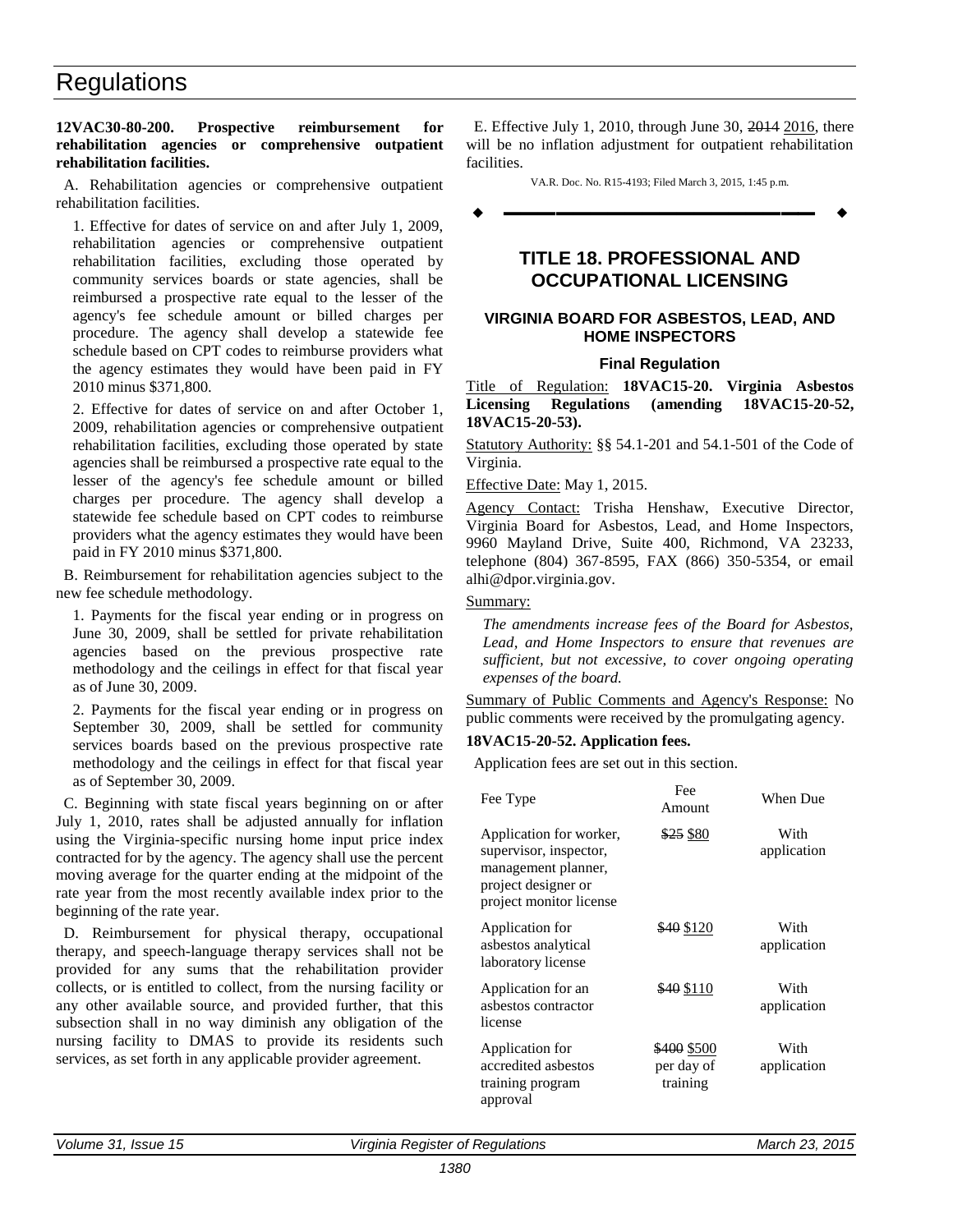**12VAC30-80-200. Prospective reimbursement for rehabilitation agencies or comprehensive outpatient rehabilitation facilities.**

A. Rehabilitation agencies or comprehensive outpatient rehabilitation facilities.

1. Effective for dates of service on and after July 1, 2009, rehabilitation agencies or comprehensive outpatient rehabilitation facilities, excluding those operated by community services boards or state agencies, shall be reimbursed a prospective rate equal to the lesser of the agency's fee schedule amount or billed charges per procedure. The agency shall develop a statewide fee schedule based on CPT codes to reimburse providers what the agency estimates they would have been paid in FY 2010 minus $371,800.

2. Effective for dates of service on and after October 1, 2009, rehabilitation agencies or comprehensive outpatient rehabilitation facilities, excluding those operated by state agencies shall be reimbursed a prospective rate equal to the lesser of the agency's fee schedule amount or billed charges per procedure. The agency shall develop a statewide fee schedule based on CPT codes to reimburse providers what the agency estimates they would have been paid in FY 2010 minus $371,800.

B. Reimbursement for rehabilitation agencies subject to the new fee schedule methodology.

1. Payments for the fiscal year ending or in progress on June 30, 2009, shall be settled for private rehabilitation agencies based on the previous prospective rate methodology and the ceilings in effect for that fiscal year as of June 30, 2009.

2. Payments for the fiscal year ending or in progress on September 30, 2009, shall be settled for community services boards based on the previous prospective rate methodology and the ceilings in effect for that fiscal year as of September 30, 2009.

C. Beginning with state fiscal years beginning on or after July 1, 2010, rates shall be adjusted annually for inflation using the Virginia-specific nursing home input price index contracted for by the agency. The agency shall use the percent moving average for the quarter ending at the midpoint of the rate year from the most recently available index prior to the beginning of the rate year.

D. Reimbursement for physical therapy, occupational therapy, and speech-language therapy services shall not be provided for any sums that the rehabilitation provider collects, or is entitled to collect, from the nursing facility or any other available source, and provided further, that this subsection shall in no way diminish any obligation of the nursing facility to DMAS to provide its residents such services, as set forth in any applicable provider agreement.

E. Effective July 1, 2010, through June 30, ~~2014~~ 2016, there will be no inflation adjustment for outpatient rehabilitation facilities.

VA.R. Doc. No. R15-4193; Filed March 3, 2015, 1:45 p.m.

---

# TITLE 18. PROFESSIONAL AND OCCUPATIONAL LICENSING

## VIRGINIA BOARD FOR ASBESTOS, LEAD, AND HOME INSPECTORS

### Final Regulation

Title of Regulation: **18VAC15-20. Virginia Asbestos Licensing Regulations (amending 18VAC15-20-52, 18VAC15-20-53).**

Statutory Authority: §§ 54.1-201 and 54.1-501 of the Code of Virginia.

Effective Date: May 1, 2015.

Agency Contact: Trisha Henshaw, Executive Director, Virginia Board for Asbestos, Lead, and Home Inspectors, 9960 Mayland Drive, Suite 400, Richmond, VA 23233, telephone (804) 367-8595, FAX (866) 350-5354, or email alhi@dpor.virginia.gov.

Summary:

*The amendments increase fees of the Board for Asbestos, Lead, and Home Inspectors to ensure that revenues are sufficient, but not excessive, to cover ongoing operating expenses of the board.*

Summary of Public Comments and Agency's Response: No public comments were received by the promulgating agency.

**18VAC15-20-52. Application fees.**

Application fees are set out in this section.

| Fee Type | Fee Amount | When Due |
|---|---|---|
| Application for worker, supervisor, inspector, management planner, project designer or project monitor license | ~~$25~~ $80 | With application |
| Application for asbestos analytical laboratory license | ~~$40~~ $120 | With application |
| Application for an asbestos contractor license | ~~$40~~ $110 | With application |
| Application for accredited asbestos training program approval | ~~$400~~ $500 per day of training | With application |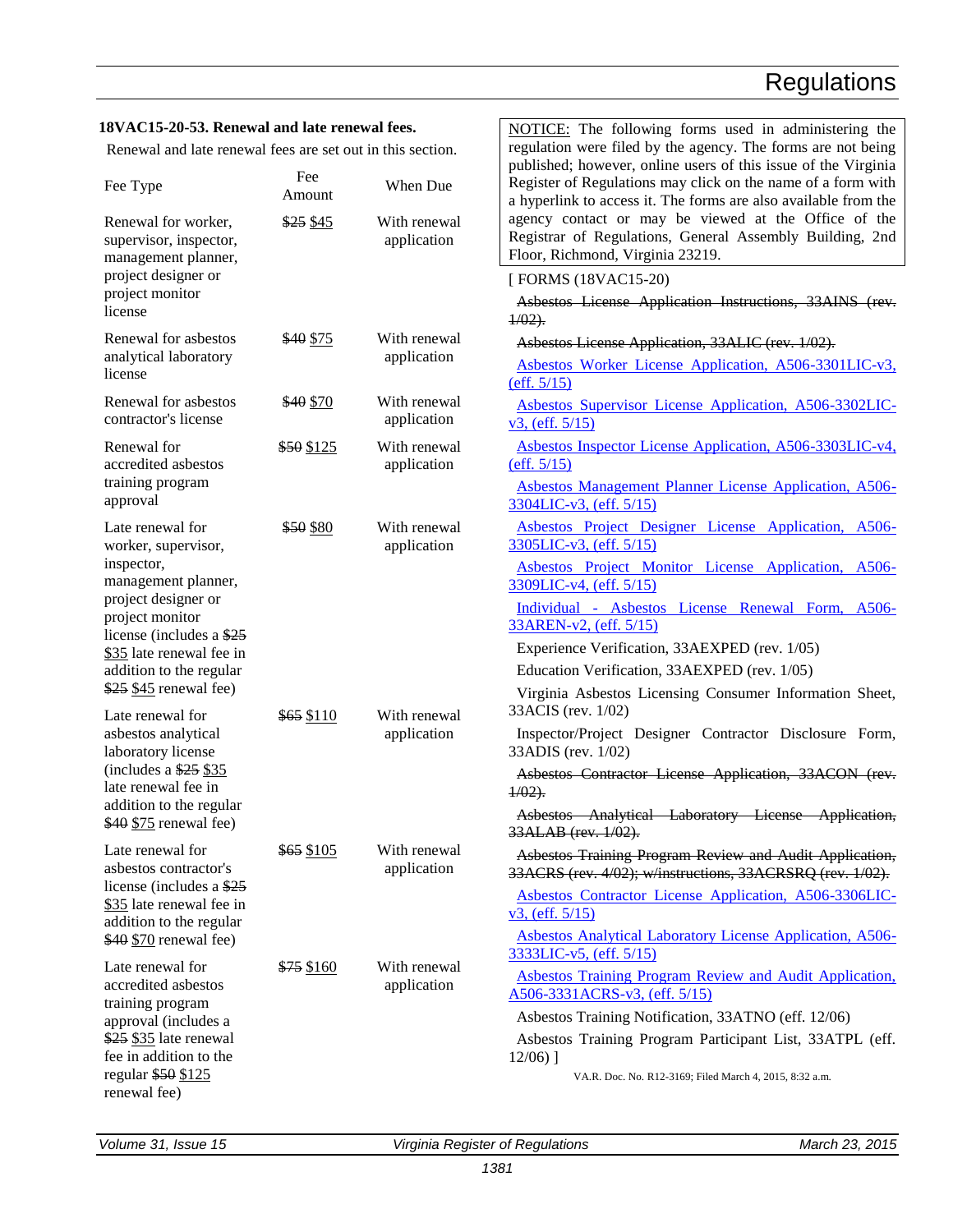**18VAC15-20-53. Renewal and late renewal fees.**

Renewal and late renewal fees are set out in this section.

| Fee Type | Fee Amount | When Due |
|---|---|---|
| Renewal for worker, supervisor, inspector, management planner, project designer or project monitor license | ~~$25~~ $45 | With renewal application |
| Renewal for asbestos analytical laboratory license | ~~$40~~ $75 | With renewal application |
| Renewal for asbestos contractor's license | ~~$40~~ $70 | With renewal application |
| Renewal for accredited asbestos training program approval | ~~$50~~ $125 | With renewal application |
| Late renewal for worker, supervisor, inspector, management planner, project designer or project monitor license (includes a ~~$25~~ $35 late renewal fee in addition to the regular ~~$25~~ $45 renewal fee) | ~~$50~~ $80 | With renewal application |
| Late renewal for asbestos analytical laboratory license (includes a ~~$25~~ $35 late renewal fee in addition to the regular ~~$40~~ $75 renewal fee) | ~~$65~~ $110 | With renewal application |
| Late renewal for asbestos contractor's license (includes a ~~$25~~ $35 late renewal fee in addition to the regular ~~$40~~ $70 renewal fee) | ~~$65~~ $105 | With renewal application |
| Late renewal for accredited asbestos training program approval (includes a ~~$25~~ $35 late renewal fee in addition to the regular ~~$50~~ $125 renewal fee) | ~~$75~~ $160 | With renewal application |

NOTICE: The following forms used in administering the regulation were filed by the agency. The forms are not being published; however, online users of this issue of the Virginia Register of Regulations may click on the name of a form with a hyperlink to access it. The forms are also available from the agency contact or may be viewed at the Office of the Registrar of Regulations, General Assembly Building, 2nd Floor, Richmond, Virginia 23219.

[ FORMS (18VAC15-20)

~~Asbestos License Application Instructions, 33AINS (rev. 1/02).~~

~~Asbestos License Application, 33ALIC (rev. 1/02).~~

Asbestos Worker License Application, A506-3301LIC-v3, (eff. 5/15)

Asbestos Supervisor License Application, A506-3302LIC-v3, (eff. 5/15)

Asbestos Inspector License Application, A506-3303LIC-v4, (eff. 5/15)

Asbestos Management Planner License Application, A506-3304LIC-v3, (eff. 5/15)

Asbestos Project Designer License Application, A506-3305LIC-v3, (eff. 5/15)

Asbestos Project Monitor License Application, A506-3309LIC-v4, (eff. 5/15)

Individual - Asbestos License Renewal Form, A506-33AREN-v2, (eff. 5/15)

Experience Verification, 33AEXPED (rev. 1/05)

Education Verification, 33AEXPED (rev. 1/05)

Virginia Asbestos Licensing Consumer Information Sheet, 33ACIS (rev. 1/02)

Inspector/Project Designer Contractor Disclosure Form, 33ADIS (rev. 1/02)

~~Asbestos Contractor License Application, 33ACON (rev. 1/02).~~

~~Asbestos Analytical Laboratory License Application, 33ALAB (rev. 1/02).~~

~~Asbestos Training Program Review and Audit Application, 33ACRS (rev. 4/02); w/instructions, 33ACRSRQ (rev. 1/02).~~

Asbestos Contractor License Application, A506-3306LIC-v3, (eff. 5/15)

Asbestos Analytical Laboratory License Application, A506-3333LIC-v5, (eff. 5/15)

Asbestos Training Program Review and Audit Application, A506-3331ACRS-v3, (eff. 5/15)

Asbestos Training Notification, 33ATNO (eff. 12/06)

Asbestos Training Program Participant List, 33ATPL (eff. 12/06) ]

VA.R. Doc. No. R12-3169; Filed March 4, 2015, 8:32 a.m.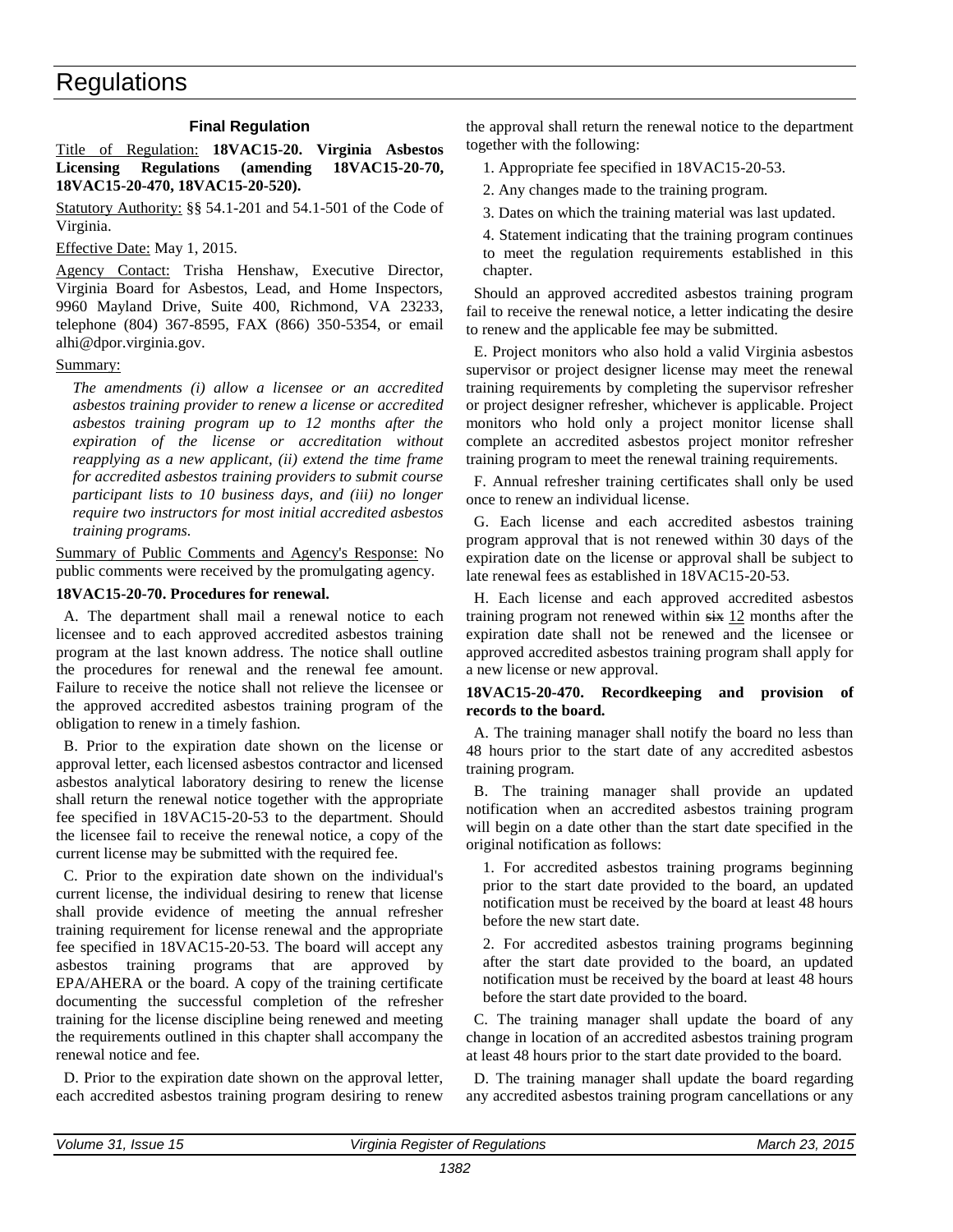# Regulations

## Final Regulation

Title of Regulation: **18VAC15-20. Virginia Asbestos Licensing Regulations (amending 18VAC15-20-70, 18VAC15-20-470, 18VAC15-20-520).**

Statutory Authority: §§ 54.1-201 and 54.1-501 of the Code of Virginia.

Effective Date: May 1, 2015.

Agency Contact: Trisha Henshaw, Executive Director, Virginia Board for Asbestos, Lead, and Home Inspectors, 9960 Mayland Drive, Suite 400, Richmond, VA 23233, telephone (804) 367-8595, FAX (866) 350-5354, or email alhi@dpor.virginia.gov.

Summary:

*The amendments (i) allow a licensee or an accredited asbestos training provider to renew a license or accredited asbestos training program up to 12 months after the expiration of the license or accreditation without reapplying as a new applicant, (ii) extend the time frame for accredited asbestos training providers to submit course participant lists to 10 business days, and (iii) no longer require two instructors for most initial accredited asbestos training programs.*

Summary of Public Comments and Agency's Response: No public comments were received by the promulgating agency.

**18VAC15-20-70. Procedures for renewal.**

A. The department shall mail a renewal notice to each licensee and to each approved accredited asbestos training program at the last known address. The notice shall outline the procedures for renewal and the renewal fee amount. Failure to receive the notice shall not relieve the licensee or the approved accredited asbestos training program of the obligation to renew in a timely fashion.

B. Prior to the expiration date shown on the license or approval letter, each licensed asbestos contractor and licensed asbestos analytical laboratory desiring to renew the license shall return the renewal notice together with the appropriate fee specified in 18VAC15-20-53 to the department. Should the licensee fail to receive the renewal notice, a copy of the current license may be submitted with the required fee.

C. Prior to the expiration date shown on the individual's current license, the individual desiring to renew that license shall provide evidence of meeting the annual refresher training requirement for license renewal and the appropriate fee specified in 18VAC15-20-53. The board will accept any asbestos training programs that are approved by EPA/AHERA or the board. A copy of the training certificate documenting the successful completion of the refresher training for the license discipline being renewed and meeting the requirements outlined in this chapter shall accompany the renewal notice and fee.

D. Prior to the expiration date shown on the approval letter, each accredited asbestos training program desiring to renew the approval shall return the renewal notice to the department together with the following:

1. Appropriate fee specified in 18VAC15-20-53.

2. Any changes made to the training program.

3. Dates on which the training material was last updated.

4. Statement indicating that the training program continues to meet the regulation requirements established in this chapter.

Should an approved accredited asbestos training program fail to receive the renewal notice, a letter indicating the desire to renew and the applicable fee may be submitted.

E. Project monitors who also hold a valid Virginia asbestos supervisor or project designer license may meet the renewal training requirements by completing the supervisor refresher or project designer refresher, whichever is applicable. Project monitors who hold only a project monitor license shall complete an accredited asbestos project monitor refresher training program to meet the renewal training requirements.

F. Annual refresher training certificates shall only be used once to renew an individual license.

G. Each license and each accredited asbestos training program approval that is not renewed within 30 days of the expiration date on the license or approval shall be subject to late renewal fees as established in 18VAC15-20-53.

H. Each license and each approved accredited asbestos training program not renewed within ~~six~~ 12 months after the expiration date shall not be renewed and the licensee or approved accredited asbestos training program shall apply for a new license or new approval.

**18VAC15-20-470. Recordkeeping and provision of records to the board.**

A. The training manager shall notify the board no less than 48 hours prior to the start date of any accredited asbestos training program.

B. The training manager shall provide an updated notification when an accredited asbestos training program will begin on a date other than the start date specified in the original notification as follows:

1. For accredited asbestos training programs beginning prior to the start date provided to the board, an updated notification must be received by the board at least 48 hours before the new start date.

2. For accredited asbestos training programs beginning after the start date provided to the board, an updated notification must be received by the board at least 48 hours before the start date provided to the board.

C. The training manager shall update the board of any change in location of an accredited asbestos training program at least 48 hours prior to the start date provided to the board.

D. The training manager shall update the board regarding any accredited asbestos training program cancellations or any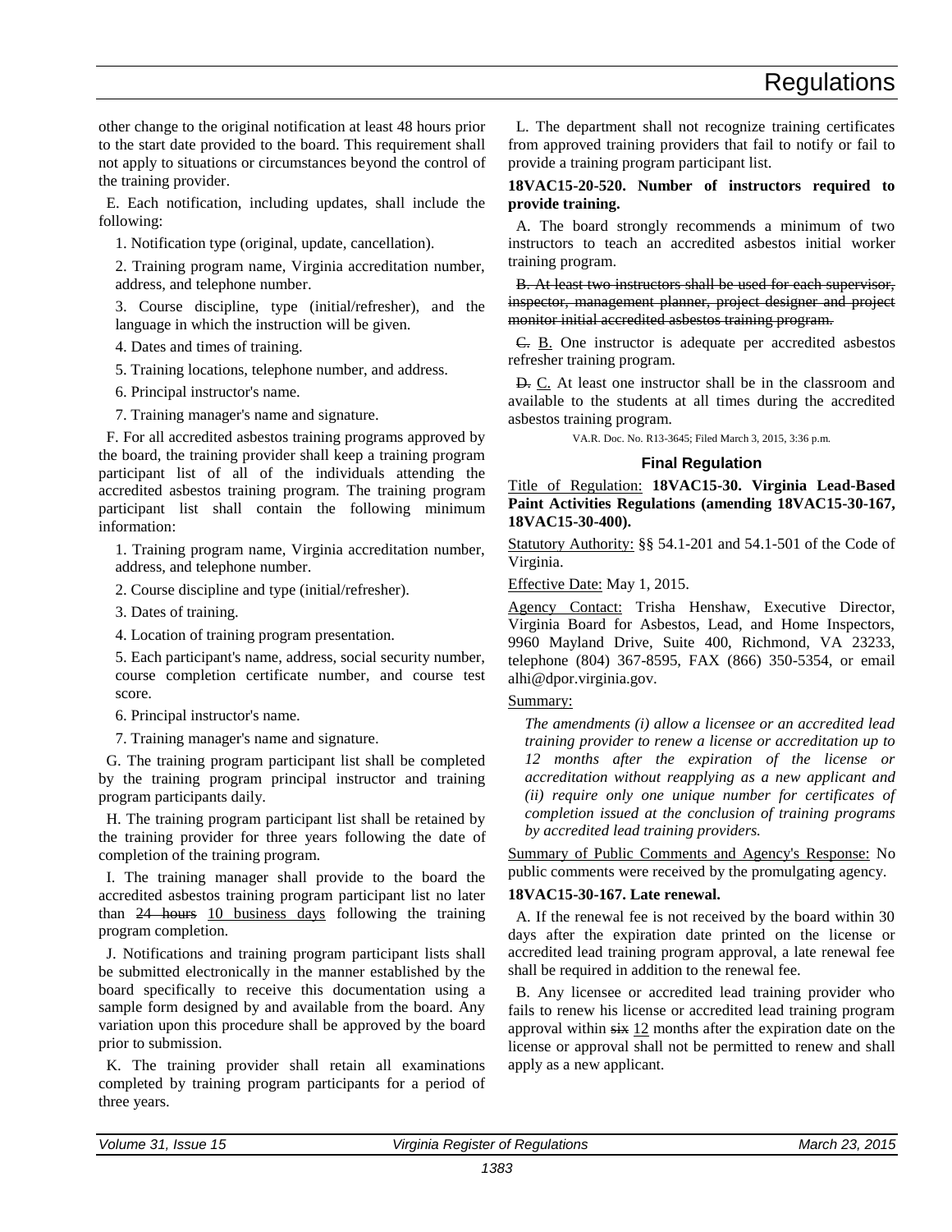other change to the original notification at least 48 hours prior to the start date provided to the board. This requirement shall not apply to situations or circumstances beyond the control of the training provider.

E. Each notification, including updates, shall include the following:

1. Notification type (original, update, cancellation).

2. Training program name, Virginia accreditation number, address, and telephone number.

3. Course discipline, type (initial/refresher), and the language in which the instruction will be given.

4. Dates and times of training.

5. Training locations, telephone number, and address.

6. Principal instructor's name.

7. Training manager's name and signature.

F. For all accredited asbestos training programs approved by the board, the training provider shall keep a training program participant list of all of the individuals attending the accredited asbestos training program. The training program participant list shall contain the following minimum information:

1. Training program name, Virginia accreditation number, address, and telephone number.

2. Course discipline and type (initial/refresher).

3. Dates of training.

4. Location of training program presentation.

5. Each participant's name, address, social security number, course completion certificate number, and course test score.

6. Principal instructor's name.

7. Training manager's name and signature.

G. The training program participant list shall be completed by the training program principal instructor and training program participants daily.

H. The training program participant list shall be retained by the training provider for three years following the date of completion of the training program.

I. The training manager shall provide to the board the accredited asbestos training program participant list no later than ~~24 hours~~ 10 business days following the training program completion.

J. Notifications and training program participant lists shall be submitted electronically in the manner established by the board specifically to receive this documentation using a sample form designed by and available from the board. Any variation upon this procedure shall be approved by the board prior to submission.

K. The training provider shall retain all examinations completed by training program participants for a period of three years.

L. The department shall not recognize training certificates from approved training providers that fail to notify or fail to provide a training program participant list.

**18VAC15-20-520. Number of instructors required to provide training.**

A. The board strongly recommends a minimum of two instructors to teach an accredited asbestos initial worker training program.

~~B. At least two instructors shall be used for each supervisor, inspector, management planner, project designer and project monitor initial accredited asbestos training program.~~

~~C.~~ B. One instructor is adequate per accredited asbestos refresher training program.

~~D.~~ C. At least one instructor shall be in the classroom and available to the students at all times during the accredited asbestos training program.

VA.R. Doc. No. R13-3645; Filed March 3, 2015, 3:36 p.m.

## Final Regulation

Title of Regulation: **18VAC15-30. Virginia Lead-Based Paint Activities Regulations (amending 18VAC15-30-167, 18VAC15-30-400).**

Statutory Authority: §§ 54.1-201 and 54.1-501 of the Code of Virginia.

Effective Date: May 1, 2015.

Agency Contact: Trisha Henshaw, Executive Director, Virginia Board for Asbestos, Lead, and Home Inspectors, 9960 Mayland Drive, Suite 400, Richmond, VA 23233, telephone (804) 367-8595, FAX (866) 350-5354, or email alhi@dpor.virginia.gov.

Summary:

*The amendments (i) allow a licensee or an accredited lead training provider to renew a license or accreditation up to 12 months after the expiration of the license or accreditation without reapplying as a new applicant and (ii) require only one unique number for certificates of completion issued at the conclusion of training programs by accredited lead training providers.*

Summary of Public Comments and Agency's Response: No public comments were received by the promulgating agency.

**18VAC15-30-167. Late renewal.**

A. If the renewal fee is not received by the board within 30 days after the expiration date printed on the license or accredited lead training program approval, a late renewal fee shall be required in addition to the renewal fee.

B. Any licensee or accredited lead training provider who fails to renew his license or accredited lead training program approval within ~~six~~ 12 months after the expiration date on the license or approval shall not be permitted to renew and shall apply as a new applicant.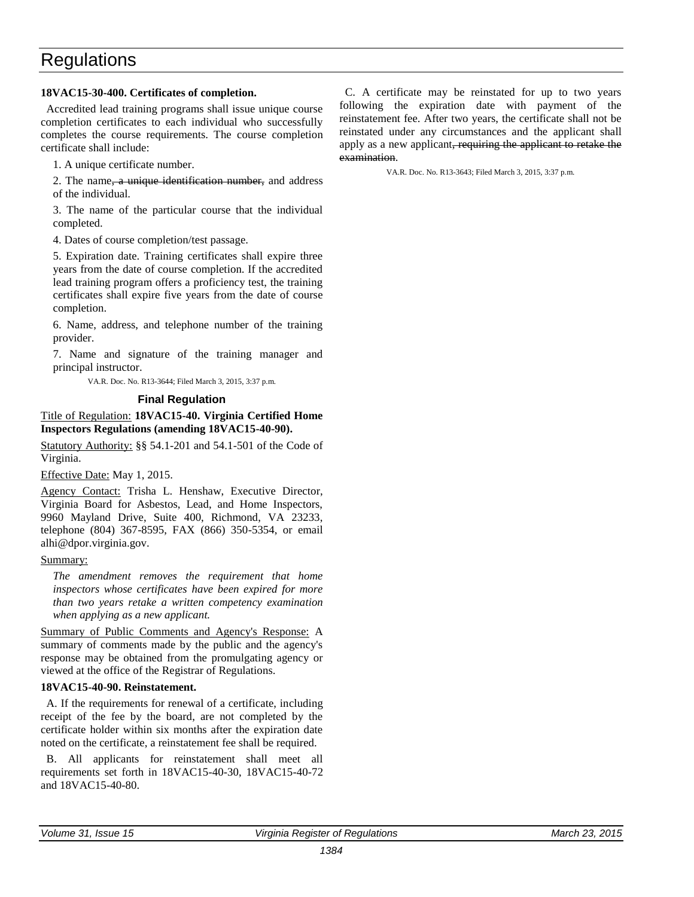# Regulations

**18VAC15-30-400. Certificates of completion.**

Accredited lead training programs shall issue unique course completion certificates to each individual who successfully completes the course requirements. The course completion certificate shall include:

1. A unique certificate number.

2. The name~~, a unique identification number,~~ and address of the individual.

3. The name of the particular course that the individual completed.

4. Dates of course completion/test passage.

5. Expiration date. Training certificates shall expire three years from the date of course completion. If the accredited lead training program offers a proficiency test, the training certificates shall expire five years from the date of course completion.

6. Name, address, and telephone number of the training provider.

7. Name and signature of the training manager and principal instructor.

VA.R. Doc. No. R13-3644; Filed March 3, 2015, 3:37 p.m.

### Final Regulation

Title of Regulation: **18VAC15-40. Virginia Certified Home Inspectors Regulations (amending 18VAC15-40-90).**

Statutory Authority: §§ 54.1-201 and 54.1-501 of the Code of Virginia.

Effective Date: May 1, 2015.

Agency Contact: Trisha L. Henshaw, Executive Director, Virginia Board for Asbestos, Lead, and Home Inspectors, 9960 Mayland Drive, Suite 400, Richmond, VA 23233, telephone (804) 367-8595, FAX (866) 350-5354, or email alhi@dpor.virginia.gov.

Summary:

*The amendment removes the requirement that home inspectors whose certificates have been expired for more than two years retake a written competency examination when applying as a new applicant.*

Summary of Public Comments and Agency's Response: A summary of comments made by the public and the agency's response may be obtained from the promulgating agency or viewed at the office of the Registrar of Regulations.

**18VAC15-40-90. Reinstatement.**

A. If the requirements for renewal of a certificate, including receipt of the fee by the board, are not completed by the certificate holder within six months after the expiration date noted on the certificate, a reinstatement fee shall be required.

B. All applicants for reinstatement shall meet all requirements set forth in 18VAC15-40-30, 18VAC15-40-72 and 18VAC15-40-80.

C. A certificate may be reinstated for up to two years following the expiration date with payment of the reinstatement fee. After two years, the certificate shall not be reinstated under any circumstances and the applicant shall apply as a new applicant~~, requiring the applicant to retake the examination~~.

VA.R. Doc. No. R13-3643; Filed March 3, 2015, 3:37 p.m.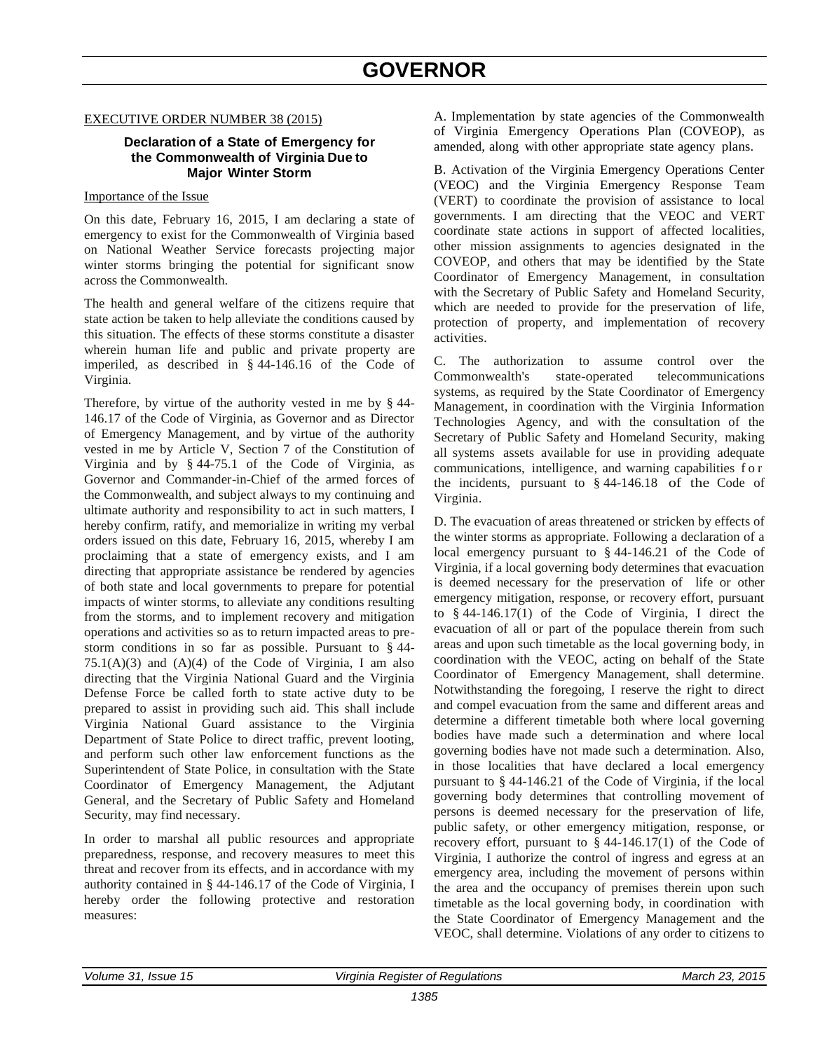# GOVERNOR

EXECUTIVE ORDER NUMBER 38 (2015)

### Declaration of a State of Emergency for the Commonwealth of Virginia Due to Major Winter Storm

Importance of the Issue

On this date, February 16, 2015, I am declaring a state of emergency to exist for the Commonwealth of Virginia based on National Weather Service forecasts projecting major winter storms bringing the potential for significant snow across the Commonwealth.

The health and general welfare of the citizens require that state action be taken to help alleviate the conditions caused by this situation. The effects of these storms constitute a disaster wherein human life and public and private property are imperiled, as described in § 44-146.16 of the Code of Virginia.

Therefore, by virtue of the authority vested in me by § 44-146.17 of the Code of Virginia, as Governor and as Director of Emergency Management, and by virtue of the authority vested in me by Article V, Section 7 of the Constitution of Virginia and by § 44-75.1 of the Code of Virginia, as Governor and Commander-in-Chief of the armed forces of the Commonwealth, and subject always to my continuing and ultimate authority and responsibility to act in such matters, I hereby confirm, ratify, and memorialize in writing my verbal orders issued on this date, February 16, 2015, whereby I am proclaiming that a state of emergency exists, and I am directing that appropriate assistance be rendered by agencies of both state and local governments to prepare for potential impacts of winter storms, to alleviate any conditions resulting from the storms, and to implement recovery and mitigation operations and activities so as to return impacted areas to pre-storm conditions in so far as possible. Pursuant to § 44-75.1(A)(3) and (A)(4) of the Code of Virginia, I am also directing that the Virginia National Guard and the Virginia Defense Force be called forth to state active duty to be prepared to assist in providing such aid. This shall include Virginia National Guard assistance to the Virginia Department of State Police to direct traffic, prevent looting, and perform such other law enforcement functions as the Superintendent of State Police, in consultation with the State Coordinator of Emergency Management, the Adjutant General, and the Secretary of Public Safety and Homeland Security, may find necessary.

In order to marshal all public resources and appropriate preparedness, response, and recovery measures to meet this threat and recover from its effects, and in accordance with my authority contained in § 44-146.17 of the Code of Virginia, I hereby order the following protective and restoration measures:

A. Implementation by state agencies of the Commonwealth of Virginia Emergency Operations Plan (COVEOP), as amended, along with other appropriate state agency plans.

B. Activation of the Virginia Emergency Operations Center (VEOC) and the Virginia Emergency Response Team (VERT) to coordinate the provision of assistance to local governments. I am directing that the VEOC and VERT coordinate state actions in support of affected localities, other mission assignments to agencies designated in the COVEOP, and others that may be identified by the State Coordinator of Emergency Management, in consultation with the Secretary of Public Safety and Homeland Security, which are needed to provide for the preservation of life, protection of property, and implementation of recovery activities.

C. The authorization to assume control over the Commonwealth's state-operated telecommunications systems, as required by the State Coordinator of Emergency Management, in coordination with the Virginia Information Technologies Agency, and with the consultation of the Secretary of Public Safety and Homeland Security, making all systems assets available for use in providing adequate communications, intelligence, and warning capabilities for the incidents, pursuant to § 44-146.18 of the Code of Virginia.

D. The evacuation of areas threatened or stricken by effects of the winter storms as appropriate. Following a declaration of a local emergency pursuant to § 44-146.21 of the Code of Virginia, if a local governing body determines that evacuation is deemed necessary for the preservation of life or other emergency mitigation, response, or recovery effort, pursuant to § 44-146.17(1) of the Code of Virginia, I direct the evacuation of all or part of the populace therein from such areas and upon such timetable as the local governing body, in coordination with the VEOC, acting on behalf of the State Coordinator of Emergency Management, shall determine. Notwithstanding the foregoing, I reserve the right to direct and compel evacuation from the same and different areas and determine a different timetable both where local governing bodies have made such a determination and where local governing bodies have not made such a determination. Also, in those localities that have declared a local emergency pursuant to § 44-146.21 of the Code of Virginia, if the local governing body determines that controlling movement of persons is deemed necessary for the preservation of life, public safety, or other emergency mitigation, response, or recovery effort, pursuant to § 44-146.17(1) of the Code of Virginia, I authorize the control of ingress and egress at an emergency area, including the movement of persons within the area and the occupancy of premises therein upon such timetable as the local governing body, in coordination with the State Coordinator of Emergency Management and the VEOC, shall determine. Violations of any order to citizens to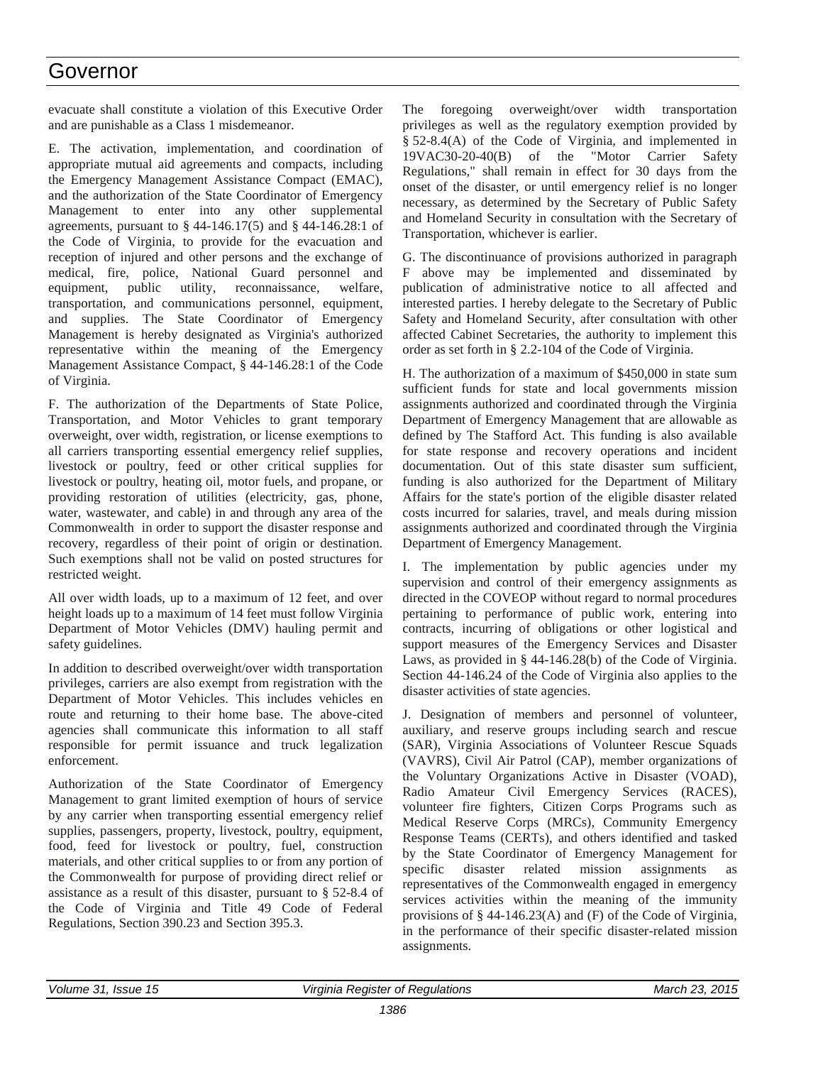evacuate shall constitute a violation of this Executive Order and are punishable as a Class 1 misdemeanor.

E. The activation, implementation, and coordination of appropriate mutual aid agreements and compacts, including the Emergency Management Assistance Compact (EMAC), and the authorization of the State Coordinator of Emergency Management to enter into any other supplemental agreements, pursuant to § 44-146.17(5) and § 44-146.28:1 of the Code of Virginia, to provide for the evacuation and reception of injured and other persons and the exchange of medical, fire, police, National Guard personnel and equipment, public utility, reconnaissance, welfare, transportation, and communications personnel, equipment, and supplies. The State Coordinator of Emergency Management is hereby designated as Virginia's authorized representative within the meaning of the Emergency Management Assistance Compact, § 44-146.28:1 of the Code of Virginia.

F. The authorization of the Departments of State Police, Transportation, and Motor Vehicles to grant temporary overweight, over width, registration, or license exemptions to all carriers transporting essential emergency relief supplies, livestock or poultry, feed or other critical supplies for livestock or poultry, heating oil, motor fuels, and propane, or providing restoration of utilities (electricity, gas, phone, water, wastewater, and cable) in and through any area of the Commonwealth in order to support the disaster response and recovery, regardless of their point of origin or destination. Such exemptions shall not be valid on posted structures for restricted weight.

All over width loads, up to a maximum of 12 feet, and over height loads up to a maximum of 14 feet must follow Virginia Department of Motor Vehicles (DMV) hauling permit and safety guidelines.

In addition to described overweight/over width transportation privileges, carriers are also exempt from registration with the Department of Motor Vehicles. This includes vehicles en route and returning to their home base. The above-cited agencies shall communicate this information to all staff responsible for permit issuance and truck legalization enforcement.

Authorization of the State Coordinator of Emergency Management to grant limited exemption of hours of service by any carrier when transporting essential emergency relief supplies, passengers, property, livestock, poultry, equipment, food, feed for livestock or poultry, fuel, construction materials, and other critical supplies to or from any portion of the Commonwealth for purpose of providing direct relief or assistance as a result of this disaster, pursuant to § 52-8.4 of the Code of Virginia and Title 49 Code of Federal Regulations, Section 390.23 and Section 395.3.

The foregoing overweight/over width transportation privileges as well as the regulatory exemption provided by § 52-8.4(A) of the Code of Virginia, and implemented in 19VAC30-20-40(B) of the "Motor Carrier Safety Regulations," shall remain in effect for 30 days from the onset of the disaster, or until emergency relief is no longer necessary, as determined by the Secretary of Public Safety and Homeland Security in consultation with the Secretary of Transportation, whichever is earlier.

G. The discontinuance of provisions authorized in paragraph F above may be implemented and disseminated by publication of administrative notice to all affected and interested parties. I hereby delegate to the Secretary of Public Safety and Homeland Security, after consultation with other affected Cabinet Secretaries, the authority to implement this order as set forth in § 2.2-104 of the Code of Virginia.

H. The authorization of a maximum of $450,000 in state sum sufficient funds for state and local governments mission assignments authorized and coordinated through the Virginia Department of Emergency Management that are allowable as defined by The Stafford Act. This funding is also available for state response and recovery operations and incident documentation. Out of this state disaster sum sufficient, funding is also authorized for the Department of Military Affairs for the state's portion of the eligible disaster related costs incurred for salaries, travel, and meals during mission assignments authorized and coordinated through the Virginia Department of Emergency Management.

I. The implementation by public agencies under my supervision and control of their emergency assignments as directed in the COVEOP without regard to normal procedures pertaining to performance of public work, entering into contracts, incurring of obligations or other logistical and support measures of the Emergency Services and Disaster Laws, as provided in § 44-146.28(b) of the Code of Virginia. Section 44-146.24 of the Code of Virginia also applies to the disaster activities of state agencies.

J. Designation of members and personnel of volunteer, auxiliary, and reserve groups including search and rescue (SAR), Virginia Associations of Volunteer Rescue Squads (VAVRS), Civil Air Patrol (CAP), member organizations of the Voluntary Organizations Active in Disaster (VOAD), Radio Amateur Civil Emergency Services (RACES), volunteer fire fighters, Citizen Corps Programs such as Medical Reserve Corps (MRCs), Community Emergency Response Teams (CERTs), and others identified and tasked by the State Coordinator of Emergency Management for specific disaster related mission assignments as representatives of the Commonwealth engaged in emergency services activities within the meaning of the immunity provisions of § 44-146.23(A) and (F) of the Code of Virginia, in the performance of their specific disaster-related mission assignments.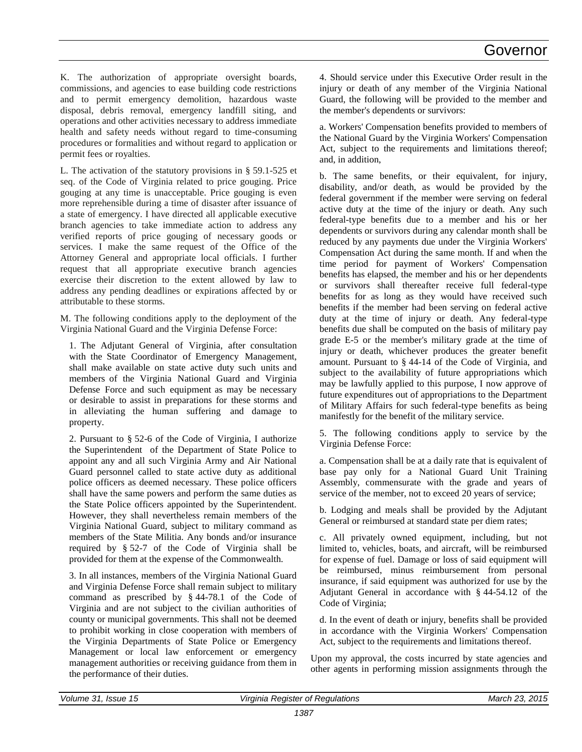K. The authorization of appropriate oversight boards, commissions, and agencies to ease building code restrictions and to permit emergency demolition, hazardous waste disposal, debris removal, emergency landfill siting, and operations and other activities necessary to address immediate health and safety needs without regard to time-consuming procedures or formalities and without regard to application or permit fees or royalties.

L. The activation of the statutory provisions in § 59.1-525 et seq. of the Code of Virginia related to price gouging. Price gouging at any time is unacceptable. Price gouging is even more reprehensible during a time of disaster after issuance of a state of emergency. I have directed all applicable executive branch agencies to take immediate action to address any verified reports of price gouging of necessary goods or services. I make the same request of the Office of the Attorney General and appropriate local officials. I further request that all appropriate executive branch agencies exercise their discretion to the extent allowed by law to address any pending deadlines or expirations affected by or attributable to these storms.

M. The following conditions apply to the deployment of the Virginia National Guard and the Virginia Defense Force:

1. The Adjutant General of Virginia, after consultation with the State Coordinator of Emergency Management, shall make available on state active duty such units and members of the Virginia National Guard and Virginia Defense Force and such equipment as may be necessary or desirable to assist in preparations for these storms and in alleviating the human suffering and damage to property.

2. Pursuant to § 52-6 of the Code of Virginia, I authorize the Superintendent of the Department of State Police to appoint any and all such Virginia Army and Air National Guard personnel called to state active duty as additional police officers as deemed necessary. These police officers shall have the same powers and perform the same duties as the State Police officers appointed by the Superintendent. However, they shall nevertheless remain members of the Virginia National Guard, subject to military command as members of the State Militia. Any bonds and/or insurance required by § 52-7 of the Code of Virginia shall be provided for them at the expense of the Commonwealth.

3. In all instances, members of the Virginia National Guard and Virginia Defense Force shall remain subject to military command as prescribed by § 44-78.1 of the Code of Virginia and are not subject to the civilian authorities of county or municipal governments. This shall not be deemed to prohibit working in close cooperation with members of the Virginia Departments of State Police or Emergency Management or local law enforcement or emergency management authorities or receiving guidance from them in the performance of their duties.

4. Should service under this Executive Order result in the injury or death of any member of the Virginia National Guard, the following will be provided to the member and the member's dependents or survivors:

a. Workers' Compensation benefits provided to members of the National Guard by the Virginia Workers' Compensation Act, subject to the requirements and limitations thereof; and, in addition,

b. The same benefits, or their equivalent, for injury, disability, and/or death, as would be provided by the federal government if the member were serving on federal active duty at the time of the injury or death. Any such federal-type benefits due to a member and his or her dependents or survivors during any calendar month shall be reduced by any payments due under the Virginia Workers' Compensation Act during the same month. If and when the time period for payment of Workers' Compensation benefits has elapsed, the member and his or her dependents or survivors shall thereafter receive full federal-type benefits for as long as they would have received such benefits if the member had been serving on federal active duty at the time of injury or death. Any federal-type benefits due shall be computed on the basis of military pay grade E-5 or the member's military grade at the time of injury or death, whichever produces the greater benefit amount. Pursuant to § 44-14 of the Code of Virginia, and subject to the availability of future appropriations which may be lawfully applied to this purpose, I now approve of future expenditures out of appropriations to the Department of Military Affairs for such federal-type benefits as being manifestly for the benefit of the military service.

5. The following conditions apply to service by the Virginia Defense Force:

a. Compensation shall be at a daily rate that is equivalent of base pay only for a National Guard Unit Training Assembly, commensurate with the grade and years of service of the member, not to exceed 20 years of service;

b. Lodging and meals shall be provided by the Adjutant General or reimbursed at standard state per diem rates;

c. All privately owned equipment, including, but not limited to, vehicles, boats, and aircraft, will be reimbursed for expense of fuel. Damage or loss of said equipment will be reimbursed, minus reimbursement from personal insurance, if said equipment was authorized for use by the Adjutant General in accordance with § 44-54.12 of the Code of Virginia;

d. In the event of death or injury, benefits shall be provided in accordance with the Virginia Workers' Compensation Act, subject to the requirements and limitations thereof.

Upon my approval, the costs incurred by state agencies and other agents in performing mission assignments through the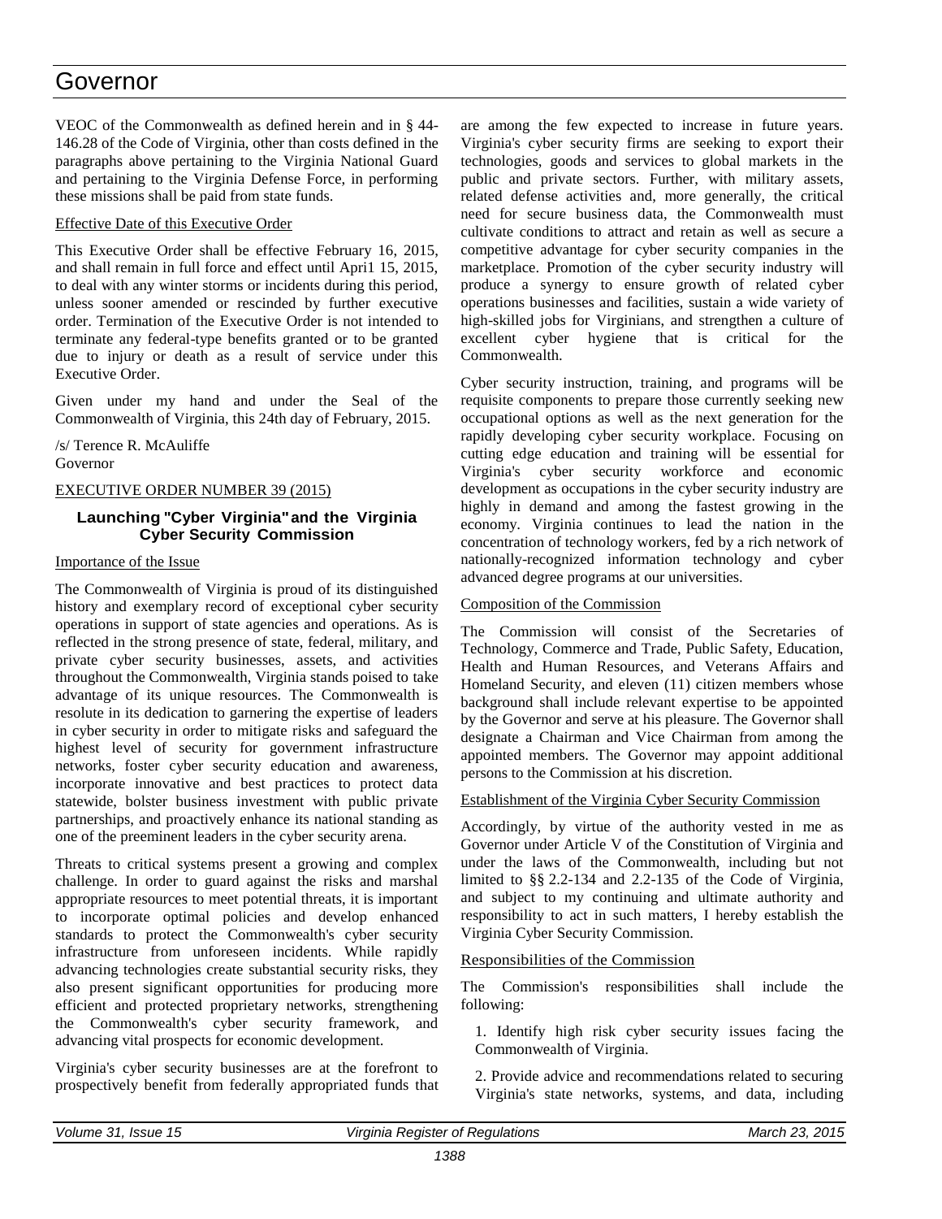VEOC of the Commonwealth as defined herein and in § 44-146.28 of the Code of Virginia, other than costs defined in the paragraphs above pertaining to the Virginia National Guard and pertaining to the Virginia Defense Force, in performing these missions shall be paid from state funds.

Effective Date of this Executive Order

This Executive Order shall be effective February 16, 2015, and shall remain in full force and effect until Apri1 15, 2015, to deal with any winter storms or incidents during this period, unless sooner amended or rescinded by further executive order. Termination of the Executive Order is not intended to terminate any federal-type benefits granted or to be granted due to injury or death as a result of service under this Executive Order.

Given under my hand and under the Seal of the Commonwealth of Virginia, this 24th day of February, 2015.

/s/ Terence R. McAuliffe
Governor

EXECUTIVE ORDER NUMBER 39 (2015)

### Launching "Cyber Virginia" and the Virginia Cyber Security Commission

Importance of the Issue

The Commonwealth of Virginia is proud of its distinguished history and exemplary record of exceptional cyber security operations in support of state agencies and operations. As is reflected in the strong presence of state, federal, military, and private cyber security businesses, assets, and activities throughout the Commonwealth, Virginia stands poised to take advantage of its unique resources. The Commonwealth is resolute in its dedication to garnering the expertise of leaders in cyber security in order to mitigate risks and safeguard the highest level of security for government infrastructure networks, foster cyber security education and awareness, incorporate innovative and best practices to protect data statewide, bolster business investment with public private partnerships, and proactively enhance its national standing as one of the preeminent leaders in the cyber security arena.

Threats to critical systems present a growing and complex challenge. In order to guard against the risks and marshal appropriate resources to meet potential threats, it is important to incorporate optimal policies and develop enhanced standards to protect the Commonwealth's cyber security infrastructure from unforeseen incidents. While rapidly advancing technologies create substantial security risks, they also present significant opportunities for producing more efficient and protected proprietary networks, strengthening the Commonwealth's cyber security framework, and advancing vital prospects for economic development.

Virginia's cyber security businesses are at the forefront to prospectively benefit from federally appropriated funds that are among the few expected to increase in future years. Virginia's cyber security firms are seeking to export their technologies, goods and services to global markets in the public and private sectors. Further, with military assets, related defense activities and, more generally, the critical need for secure business data, the Commonwealth must cultivate conditions to attract and retain as well as secure a competitive advantage for cyber security companies in the marketplace. Promotion of the cyber security industry will produce a synergy to ensure growth of related cyber operations businesses and facilities, sustain a wide variety of high-skilled jobs for Virginians, and strengthen a culture of excellent cyber hygiene that is critical for the Commonwealth.

Cyber security instruction, training, and programs will be requisite components to prepare those currently seeking new occupational options as well as the next generation for the rapidly developing cyber security workplace. Focusing on cutting edge education and training will be essential for Virginia's cyber security workforce and economic development as occupations in the cyber security industry are highly in demand and among the fastest growing in the economy. Virginia continues to lead the nation in the concentration of technology workers, fed by a rich network of nationally-recognized information technology and cyber advanced degree programs at our universities.

Composition of the Commission

The Commission will consist of the Secretaries of Technology, Commerce and Trade, Public Safety, Education, Health and Human Resources, and Veterans Affairs and Homeland Security, and eleven (11) citizen members whose background shall include relevant expertise to be appointed by the Governor and serve at his pleasure. The Governor shall designate a Chairman and Vice Chairman from among the appointed members. The Governor may appoint additional persons to the Commission at his discretion.

Establishment of the Virginia Cyber Security Commission

Accordingly, by virtue of the authority vested in me as Governor under Article V of the Constitution of Virginia and under the laws of the Commonwealth, including but not limited to §§ 2.2-134 and 2.2-135 of the Code of Virginia, and subject to my continuing and ultimate authority and responsibility to act in such matters, I hereby establish the Virginia Cyber Security Commission.

Responsibilities of the Commission

The Commission's responsibilities shall include the following:

1. Identify high risk cyber security issues facing the Commonwealth of Virginia.

2. Provide advice and recommendations related to securing Virginia's state networks, systems, and data, including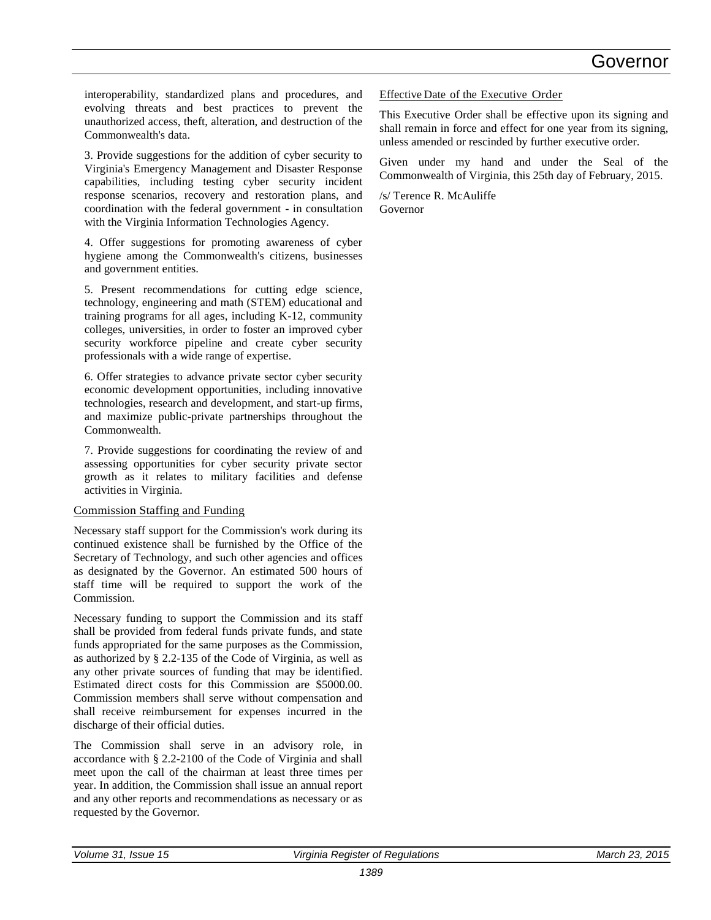interoperability, standardized plans and procedures, and evolving threats and best practices to prevent the unauthorized access, theft, alteration, and destruction of the Commonwealth's data.

3. Provide suggestions for the addition of cyber security to Virginia's Emergency Management and Disaster Response capabilities, including testing cyber security incident response scenarios, recovery and restoration plans, and coordination with the federal government - in consultation with the Virginia Information Technologies Agency.

4. Offer suggestions for promoting awareness of cyber hygiene among the Commonwealth's citizens, businesses and government entities.

5. Present recommendations for cutting edge science, technology, engineering and math (STEM) educational and training programs for all ages, including K-12, community colleges, universities, in order to foster an improved cyber security workforce pipeline and create cyber security professionals with a wide range of expertise.

6. Offer strategies to advance private sector cyber security economic development opportunities, including innovative technologies, research and development, and start-up firms, and maximize public-private partnerships throughout the Commonwealth.

7. Provide suggestions for coordinating the review of and assessing opportunities for cyber security private sector growth as it relates to military facilities and defense activities in Virginia.

Commission Staffing and Funding

Necessary staff support for the Commission's work during its continued existence shall be furnished by the Office of the Secretary of Technology, and such other agencies and offices as designated by the Governor. An estimated 500 hours of staff time will be required to support the work of the Commission.

Necessary funding to support the Commission and its staff shall be provided from federal funds private funds, and state funds appropriated for the same purposes as the Commission, as authorized by § 2.2-135 of the Code of Virginia, as well as any other private sources of funding that may be identified. Estimated direct costs for this Commission are $5000.00. Commission members shall serve without compensation and shall receive reimbursement for expenses incurred in the discharge of their official duties.

The Commission shall serve in an advisory role, in accordance with § 2.2-2100 of the Code of Virginia and shall meet upon the call of the chairman at least three times per year. In addition, the Commission shall issue an annual report and any other reports and recommendations as necessary or as requested by the Governor.

Effective Date of the Executive Order

This Executive Order shall be effective upon its signing and shall remain in force and effect for one year from its signing, unless amended or rescinded by further executive order.

Given under my hand and under the Seal of the Commonwealth of Virginia, this 25th day of February, 2015.

/s/ Terence R. McAuliffe
Governor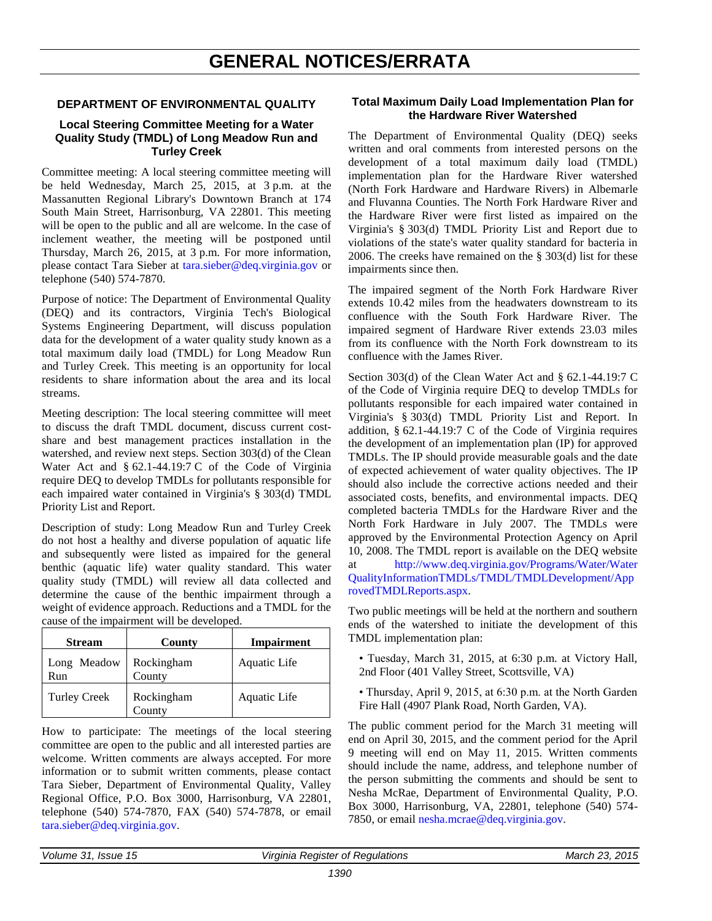# GENERAL NOTICES/ERRATA

## DEPARTMENT OF ENVIRONMENTAL QUALITY

### Local Steering Committee Meeting for a Water Quality Study (TMDL) of Long Meadow Run and Turley Creek

Committee meeting: A local steering committee meeting will be held Wednesday, March 25, 2015, at 3 p.m. at the Massanutten Regional Library's Downtown Branch at 174 South Main Street, Harrisonburg, VA 22801. This meeting will be open to the public and all are welcome. In the case of inclement weather, the meeting will be postponed until Thursday, March 26, 2015, at 3 p.m. For more information, please contact Tara Sieber at tara.sieber@deq.virginia.gov or telephone (540) 574-7870.

Purpose of notice: The Department of Environmental Quality (DEQ) and its contractors, Virginia Tech's Biological Systems Engineering Department, will discuss population data for the development of a water quality study known as a total maximum daily load (TMDL) for Long Meadow Run and Turley Creek. This meeting is an opportunity for local residents to share information about the area and its local streams.

Meeting description: The local steering committee will meet to discuss the draft TMDL document, discuss current cost-share and best management practices installation in the watershed, and review next steps. Section 303(d) of the Clean Water Act and § 62.1-44.19:7 C of the Code of Virginia require DEQ to develop TMDLs for pollutants responsible for each impaired water contained in Virginia's § 303(d) TMDL Priority List and Report.

Description of study: Long Meadow Run and Turley Creek do not host a healthy and diverse population of aquatic life and subsequently were listed as impaired for the general benthic (aquatic life) water quality standard. This water quality study (TMDL) will review all data collected and determine the cause of the benthic impairment through a weight of evidence approach. Reductions and a TMDL for the cause of the impairment will be developed.

| Stream | County | Impairment |
|---|---|---|
| Long Meadow Run | Rockingham County | Aquatic Life |
| Turley Creek | Rockingham County | Aquatic Life |

How to participate: The meetings of the local steering committee are open to the public and all interested parties are welcome. Written comments are always accepted. For more information or to submit written comments, please contact Tara Sieber, Department of Environmental Quality, Valley Regional Office, P.O. Box 3000, Harrisonburg, VA 22801, telephone (540) 574-7870, FAX (540) 574-7878, or email tara.sieber@deq.virginia.gov.

### Total Maximum Daily Load Implementation Plan for the Hardware River Watershed

The Department of Environmental Quality (DEQ) seeks written and oral comments from interested persons on the development of a total maximum daily load (TMDL) implementation plan for the Hardware River watershed (North Fork Hardware and Hardware Rivers) in Albemarle and Fluvanna Counties. The North Fork Hardware River and the Hardware River were first listed as impaired on the Virginia's § 303(d) TMDL Priority List and Report due to violations of the state's water quality standard for bacteria in 2006. The creeks have remained on the § 303(d) list for these impairments since then.

The impaired segment of the North Fork Hardware River extends 10.42 miles from the headwaters downstream to its confluence with the South Fork Hardware River. The impaired segment of Hardware River extends 23.03 miles from its confluence with the North Fork downstream to its confluence with the James River.

Section 303(d) of the Clean Water Act and § 62.1-44.19:7 C of the Code of Virginia require DEQ to develop TMDLs for pollutants responsible for each impaired water contained in Virginia's § 303(d) TMDL Priority List and Report. In addition, § 62.1-44.19:7 C of the Code of Virginia requires the development of an implementation plan (IP) for approved TMDLs. The IP should provide measurable goals and the date of expected achievement of water quality objectives. The IP should also include the corrective actions needed and their associated costs, benefits, and environmental impacts. DEQ completed bacteria TMDLs for the Hardware River and the North Fork Hardware in July 2007. The TMDLs were approved by the Environmental Protection Agency on April 10, 2008. The TMDL report is available on the DEQ website at http://www.deq.virginia.gov/Programs/Water/WaterQualityInformationTMDLs/TMDL/TMDLDevelopment/ApprovedTMDLReports.aspx.

Two public meetings will be held at the northern and southern ends of the watershed to initiate the development of this TMDL implementation plan:

- Tuesday, March 31, 2015, at 6:30 p.m. at Victory Hall, 2nd Floor (401 Valley Street, Scottsville, VA)
- Thursday, April 9, 2015, at 6:30 p.m. at the North Garden Fire Hall (4907 Plank Road, North Garden, VA).

The public comment period for the March 31 meeting will end on April 30, 2015, and the comment period for the April 9 meeting will end on May 11, 2015. Written comments should include the name, address, and telephone number of the person submitting the comments and should be sent to Nesha McRae, Department of Environmental Quality, P.O. Box 3000, Harrisonburg, VA, 22801, telephone (540) 574-7850, or email nesha.mcrae@deq.virginia.gov.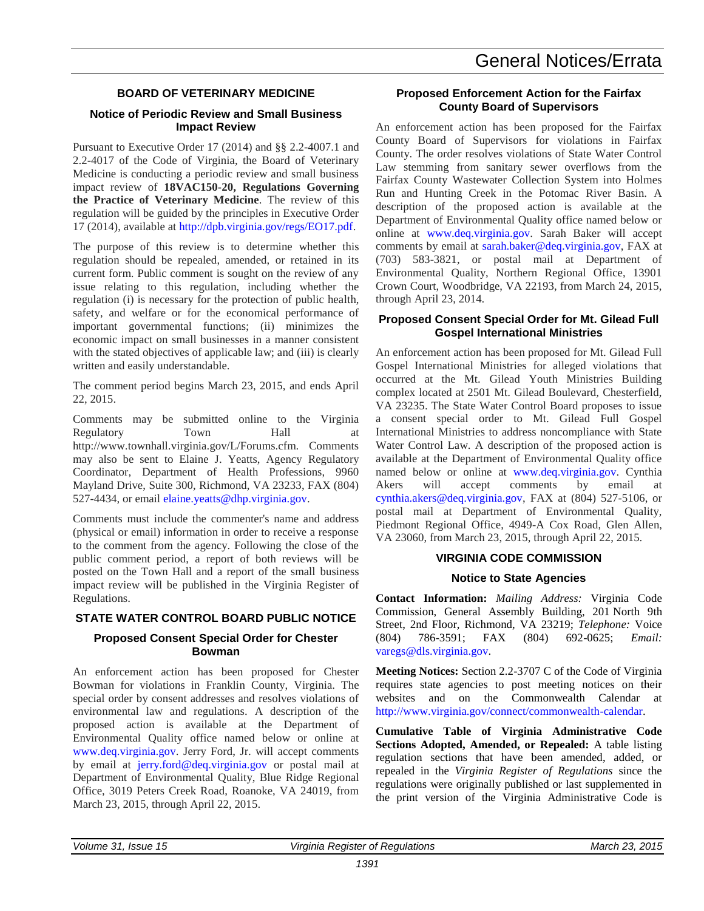# General Notices/Errata

## BOARD OF VETERINARY MEDICINE

### Notice of Periodic Review and Small Business Impact Review

Pursuant to Executive Order 17 (2014) and §§ 2.2-4007.1 and 2.2-4017 of the Code of Virginia, the Board of Veterinary Medicine is conducting a periodic review and small business impact review of **18VAC150-20, Regulations Governing the Practice of Veterinary Medicine**. The review of this regulation will be guided by the principles in Executive Order 17 (2014), available at http://dpb.virginia.gov/regs/EO17.pdf.

The purpose of this review is to determine whether this regulation should be repealed, amended, or retained in its current form. Public comment is sought on the review of any issue relating to this regulation, including whether the regulation (i) is necessary for the protection of public health, safety, and welfare or for the economical performance of important governmental functions; (ii) minimizes the economic impact on small businesses in a manner consistent with the stated objectives of applicable law; and (iii) is clearly written and easily understandable.

The comment period begins March 23, 2015, and ends April 22, 2015.

Comments may be submitted online to the Virginia Regulatory Town Hall at http://www.townhall.virginia.gov/L/Forums.cfm. Comments may also be sent to Elaine J. Yeatts, Agency Regulatory Coordinator, Department of Health Professions, 9960 Mayland Drive, Suite 300, Richmond, VA 23233, FAX (804) 527-4434, or email elaine.yeatts@dhp.virginia.gov.

Comments must include the commenter's name and address (physical or email) information in order to receive a response to the comment from the agency. Following the close of the public comment period, a report of both reviews will be posted on the Town Hall and a report of the small business impact review will be published in the Virginia Register of Regulations.

## STATE WATER CONTROL BOARD PUBLIC NOTICE

### Proposed Consent Special Order for Chester Bowman

An enforcement action has been proposed for Chester Bowman for violations in Franklin County, Virginia. The special order by consent addresses and resolves violations of environmental law and regulations. A description of the proposed action is available at the Department of Environmental Quality office named below or online at www.deq.virginia.gov. Jerry Ford, Jr. will accept comments by email at jerry.ford@deq.virginia.gov or postal mail at Department of Environmental Quality, Blue Ridge Regional Office, 3019 Peters Creek Road, Roanoke, VA 24019, from March 23, 2015, through April 22, 2015.

### Proposed Enforcement Action for the Fairfax County Board of Supervisors

An enforcement action has been proposed for the Fairfax County Board of Supervisors for violations in Fairfax County. The order resolves violations of State Water Control Law stemming from sanitary sewer overflows from the Fairfax County Wastewater Collection System into Holmes Run and Hunting Creek in the Potomac River Basin. A description of the proposed action is available at the Department of Environmental Quality office named below or online at www.deq.virginia.gov. Sarah Baker will accept comments by email at sarah.baker@deq.virginia.gov, FAX at (703) 583-3821, or postal mail at Department of Environmental Quality, Northern Regional Office, 13901 Crown Court, Woodbridge, VA 22193, from March 24, 2015, through April 23, 2014.

### Proposed Consent Special Order for Mt. Gilead Full Gospel International Ministries

An enforcement action has been proposed for Mt. Gilead Full Gospel International Ministries for alleged violations that occurred at the Mt. Gilead Youth Ministries Building complex located at 2501 Mt. Gilead Boulevard, Chesterfield, VA 23235. The State Water Control Board proposes to issue a consent special order to Mt. Gilead Full Gospel International Ministries to address noncompliance with State Water Control Law. A description of the proposed action is available at the Department of Environmental Quality office named below or online at www.deq.virginia.gov. Cynthia Akers will accept comments by email at cynthia.akers@deq.virginia.gov, FAX at (804) 527-5106, or postal mail at Department of Environmental Quality, Piedmont Regional Office, 4949-A Cox Road, Glen Allen, VA 23060, from March 23, 2015, through April 22, 2015.

## VIRGINIA CODE COMMISSION

### Notice to State Agencies

**Contact Information:** *Mailing Address:* Virginia Code Commission, General Assembly Building, 201 North 9th Street, 2nd Floor, Richmond, VA 23219; *Telephone:* Voice (804) 786-3591; FAX (804) 692-0625; *Email:* varegs@dls.virginia.gov.

**Meeting Notices:** Section 2.2-3707 C of the Code of Virginia requires state agencies to post meeting notices on their websites and on the Commonwealth Calendar at http://www.virginia.gov/connect/commonwealth-calendar.

**Cumulative Table of Virginia Administrative Code Sections Adopted, Amended, or Repealed:** A table listing regulation sections that have been amended, added, or repealed in the *Virginia Register of Regulations* since the regulations were originally published or last supplemented in the print version of the Virginia Administrative Code is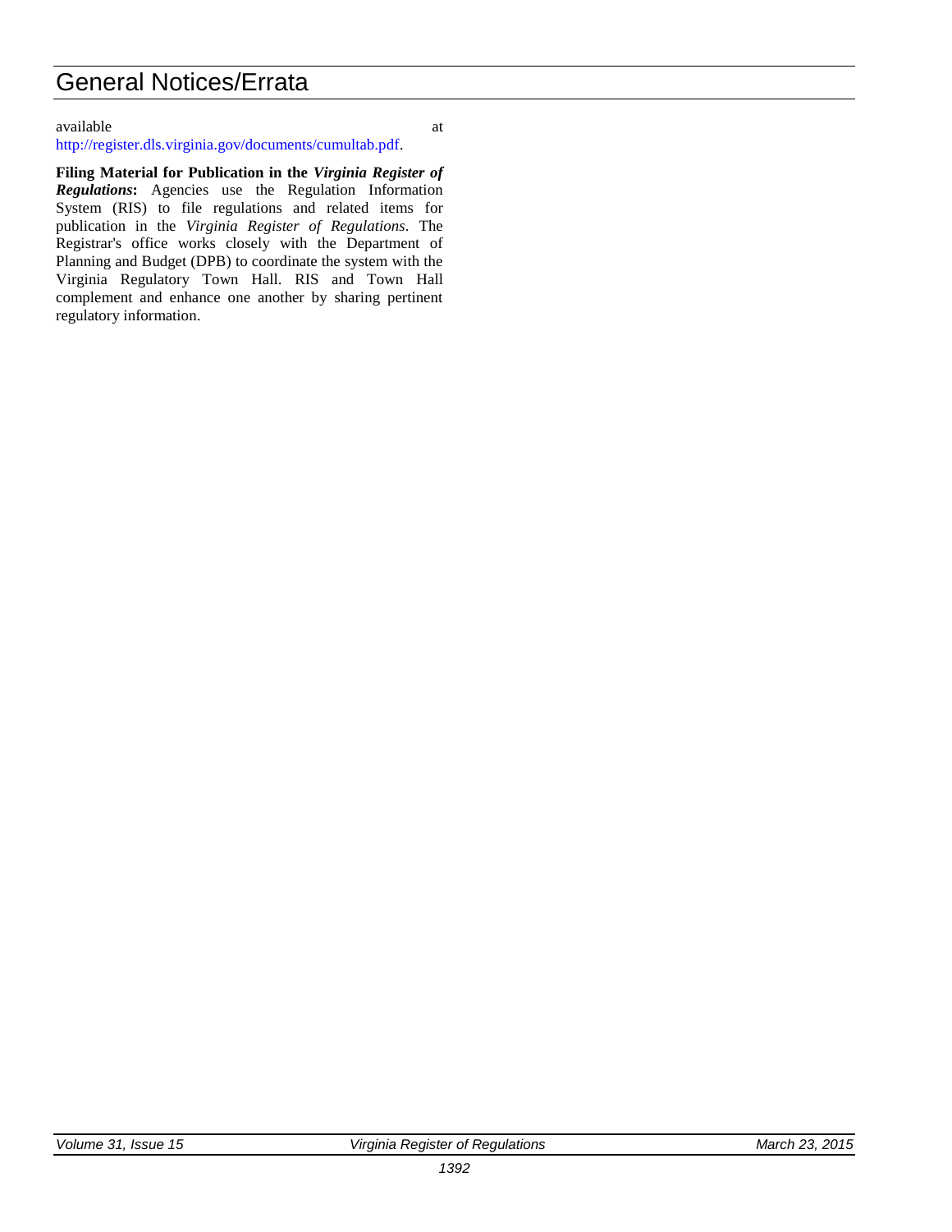available at http://register.dls.virginia.gov/documents/cumultab.pdf.

**Filing Material for Publication in the *Virginia Register of Regulations*:** Agencies use the Regulation Information System (RIS) to file regulations and related items for publication in the *Virginia Register of Regulations*. The Registrar's office works closely with the Department of Planning and Budget (DPB) to coordinate the system with the Virginia Regulatory Town Hall. RIS and Town Hall complement and enhance one another by sharing pertinent regulatory information.